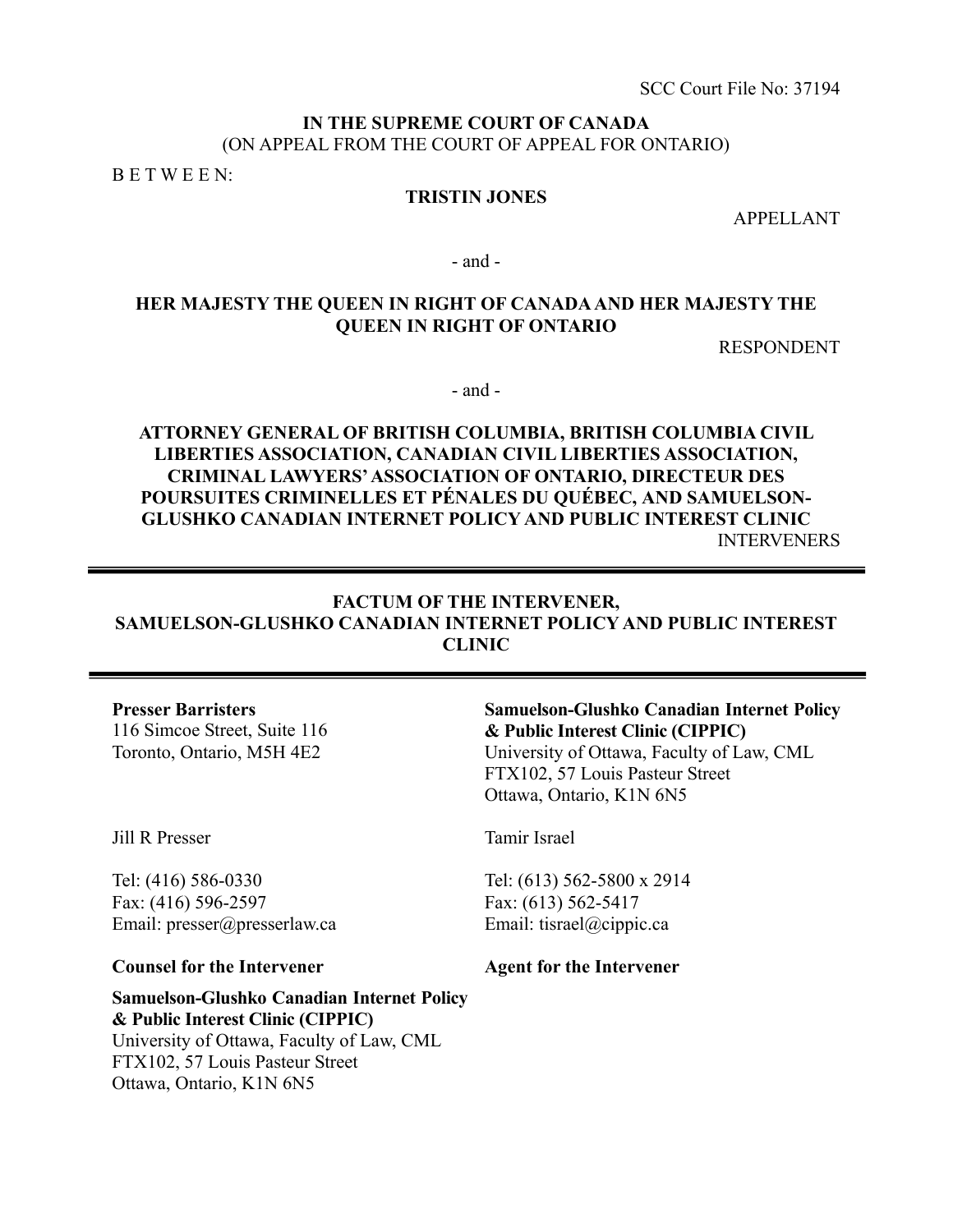SCC Court File No: 37194

**IN THE SUPREME COURT OF CANADA**
(ON APPEAL FROM THE COURT OF APPEAL FOR ONTARIO)

B E T W E E N:

**TRISTIN JONES**

APPELLANT

- and -

**HER MAJESTY THE QUEEN IN RIGHT OF CANADA AND HER MAJESTY THE QUEEN IN RIGHT OF ONTARIO**

RESPONDENT

- and -

**ATTORNEY GENERAL OF BRITISH COLUMBIA, BRITISH COLUMBIA CIVIL LIBERTIES ASSOCIATION, CANADIAN CIVIL LIBERTIES ASSOCIATION, CRIMINAL LAWYERS' ASSOCIATION OF ONTARIO, DIRECTEUR DES POURSUITES CRIMINELLES ET PÉNALES DU QUÉBEC, AND SAMUELSON-GLUSHKO CANADIAN INTERNET POLICY AND PUBLIC INTEREST CLINIC**

INTERVENERS

---

**FACTUM OF THE INTERVENER,**
**SAMUELSON-GLUSHKO CANADIAN INTERNET POLICY AND PUBLIC INTEREST CLINIC**

---

**Presser Barristers**
116 Simcoe Street, Suite 116
Toronto, Ontario, M5H 4E2

Jill R Presser

Tel: (416) 586-0330
Fax: (416) 596-2597
Email: presser@presserlaw.ca

**Counsel for the Intervener**

**Samuelson-Glushko Canadian Internet Policy & Public Interest Clinic (CIPPIC)**
University of Ottawa, Faculty of Law, CML
FTX102, 57 Louis Pasteur Street
Ottawa, Ontario, K1N 6N5

**Samuelson-Glushko Canadian Internet Policy & Public Interest Clinic (CIPPIC)**
University of Ottawa, Faculty of Law, CML
FTX102, 57 Louis Pasteur Street
Ottawa, Ontario, K1N 6N5

Tamir Israel

Tel: (613) 562-5800 x 2914
Fax: (613) 562-5417
Email: tisrael@cippic.ca

**Agent for the Intervener**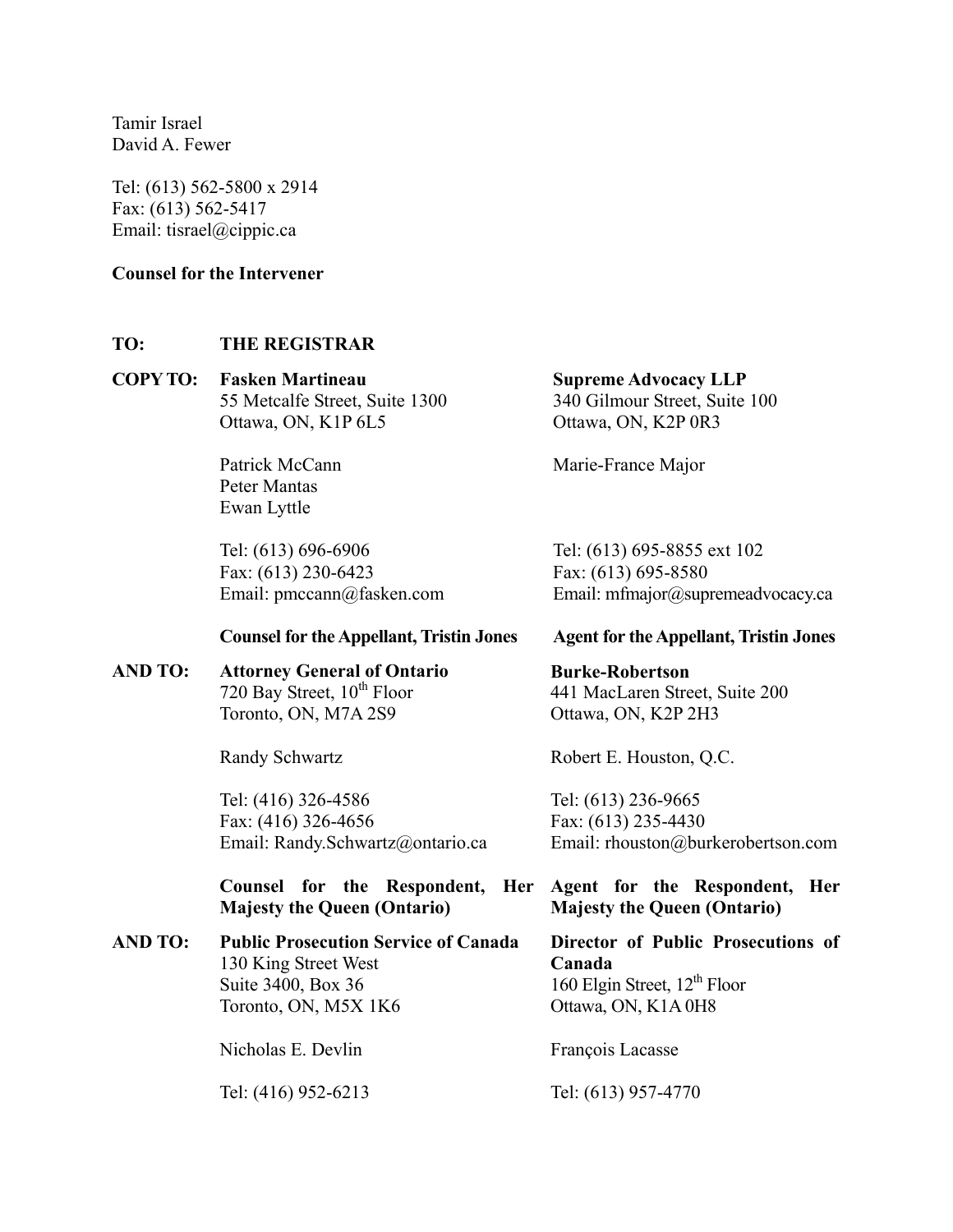Tamir Israel
David A. Fewer

Tel: (613) 562-5800 x 2914
Fax: (613) 562-5417
Email: tisrael@cippic.ca

**Counsel for the Intervener**

**TO: THE REGISTRAR**

**COPY TO:**

**Fasken Martineau**
55 Metcalfe Street, Suite 1300
Ottawa, ON, K1P 6L5

Patrick McCann
Peter Mantas
Ewan Lyttle

Tel: (613) 696-6906
Fax: (613) 230-6423
Email: pmccann@fasken.com

**Counsel for the Appellant, Tristin Jones**

**Supreme Advocacy LLP**
340 Gilmour Street, Suite 100
Ottawa, ON, K2P 0R3

Marie-France Major

Tel: (613) 695-8855 ext 102
Fax: (613) 695-8580
Email: mfmajor@supremeadvocacy.ca

**Agent for the Appellant, Tristin Jones**

**AND TO:**

**Attorney General of Ontario**
720 Bay Street, 10th Floor
Toronto, ON, M7A 2S9

Randy Schwartz

Tel: (416) 326-4586
Fax: (416) 326-4656
Email: Randy.Schwartz@ontario.ca

**Counsel for the Respondent, Her Majesty the Queen (Ontario)**

**Burke-Robertson**
441 MacLaren Street, Suite 200
Ottawa, ON, K2P 2H3

Robert E. Houston, Q.C.

Tel: (613) 236-9665
Fax: (613) 235-4430
Email: rhouston@burkerobertson.com

**Agent for the Respondent, Her Majesty the Queen (Ontario)**

**AND TO:**

**Public Prosecution Service of Canada**
130 King Street West
Suite 3400, Box 36
Toronto, ON, M5X 1K6

Nicholas E. Devlin

Tel: (416) 952-6213

**Director of Public Prosecutions of Canada**
160 Elgin Street, 12th Floor
Ottawa, ON, K1A 0H8

François Lacasse

Tel: (613) 957-4770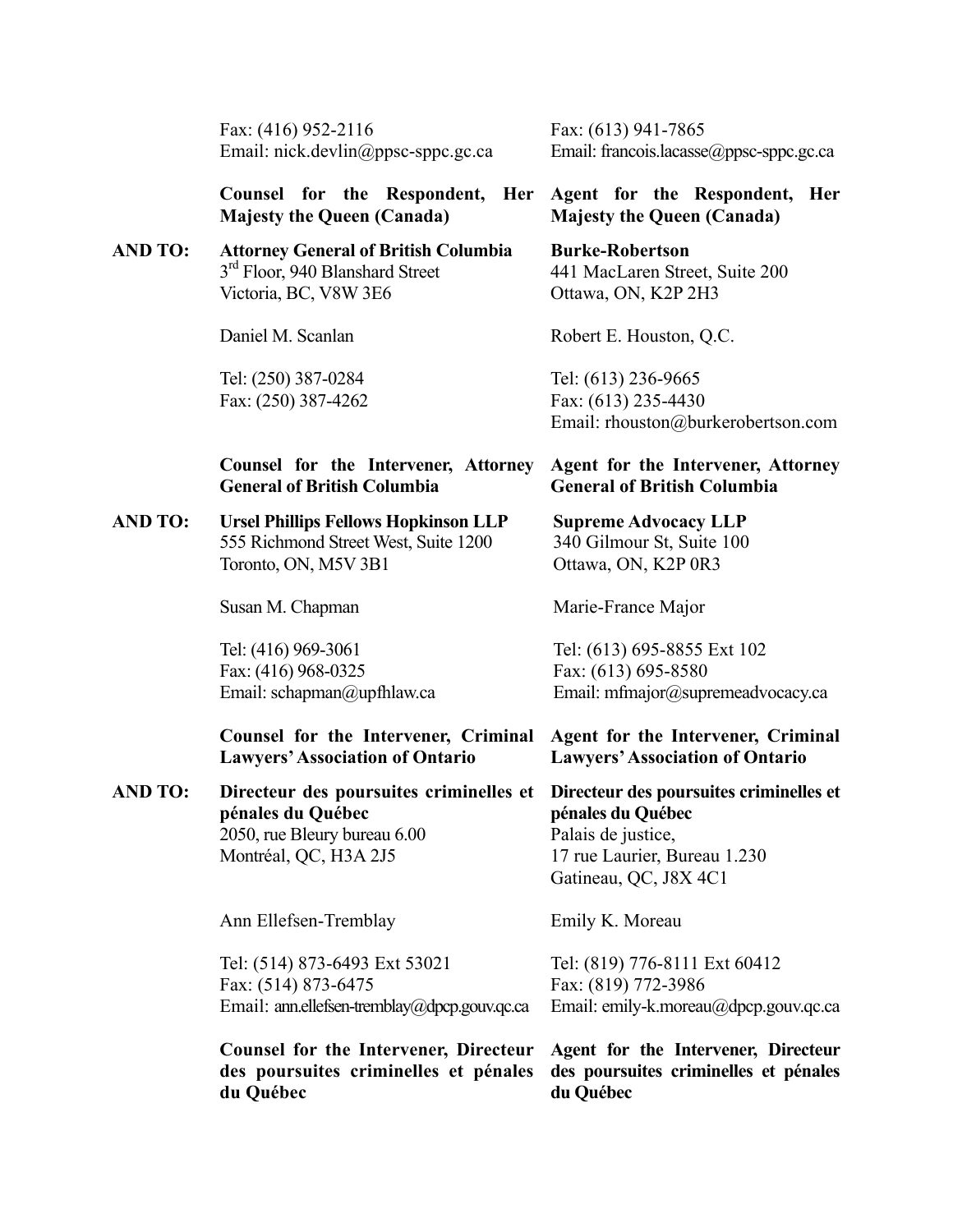Fax: (416) 952-2116
Email: nick.devlin@ppsc-sppc.gc.ca

**Counsel for the Respondent, Her Majesty the Queen (Canada)**

Fax: (613) 941-7865
Email: francois.lacasse@ppsc-sppc.gc.ca

**Agent for the Respondent, Her Majesty the Queen (Canada)**

**AND TO:** **Attorney General of British Columbia**
3rd Floor, 940 Blanshard Street
Victoria, BC, V8W 3E6

Daniel M. Scanlan

Tel: (250) 387-0284
Fax: (250) 387-4262

**Counsel for the Intervener, Attorney General of British Columbia**

**Burke-Robertson**
441 MacLaren Street, Suite 200
Ottawa, ON, K2P 2H3

Robert E. Houston, Q.C.

Tel: (613) 236-9665
Fax: (613) 235-4430
Email: rhouston@burkerobertson.com

**Agent for the Intervener, Attorney General of British Columbia**

**AND TO:** **Ursel Phillips Fellows Hopkinson LLP**
555 Richmond Street West, Suite 1200
Toronto, ON, M5V 3B1

Susan M. Chapman

Tel: (416) 969-3061
Fax: (416) 968-0325
Email: schapman@upfhlaw.ca

**Counsel for the Intervener, Criminal Lawyers' Association of Ontario**

**Supreme Advocacy LLP**
340 Gilmour St, Suite 100
Ottawa, ON, K2P 0R3

Marie-France Major

Tel: (613) 695-8855 Ext 102
Fax: (613) 695-8580
Email: mfmajor@supremeadvocacy.ca

**Agent for the Intervener, Criminal Lawyers' Association of Ontario**

**AND TO:** **Directeur des poursuites criminelles et pénales du Québec**
2050, rue Bleury bureau 6.00
Montréal, QC, H3A 2J5

Ann Ellefsen-Tremblay

Tel: (514) 873-6493 Ext 53021
Fax: (514) 873-6475
Email: ann.ellefsen-tremblay@dpcp.gouv.qc.ca

**Counsel for the Intervener, Directeur des poursuites criminelles et pénales du Québec**

**Directeur des poursuites criminelles et pénales du Québec**
Palais de justice,
17 rue Laurier, Bureau 1.230
Gatineau, QC, J8X 4C1

Emily K. Moreau

Tel: (819) 776-8111 Ext 60412
Fax: (819) 772-3986
Email: emily-k.moreau@dpcp.gouv.qc.ca

**Agent for the Intervener, Directeur des poursuites criminelles et pénales du Québec**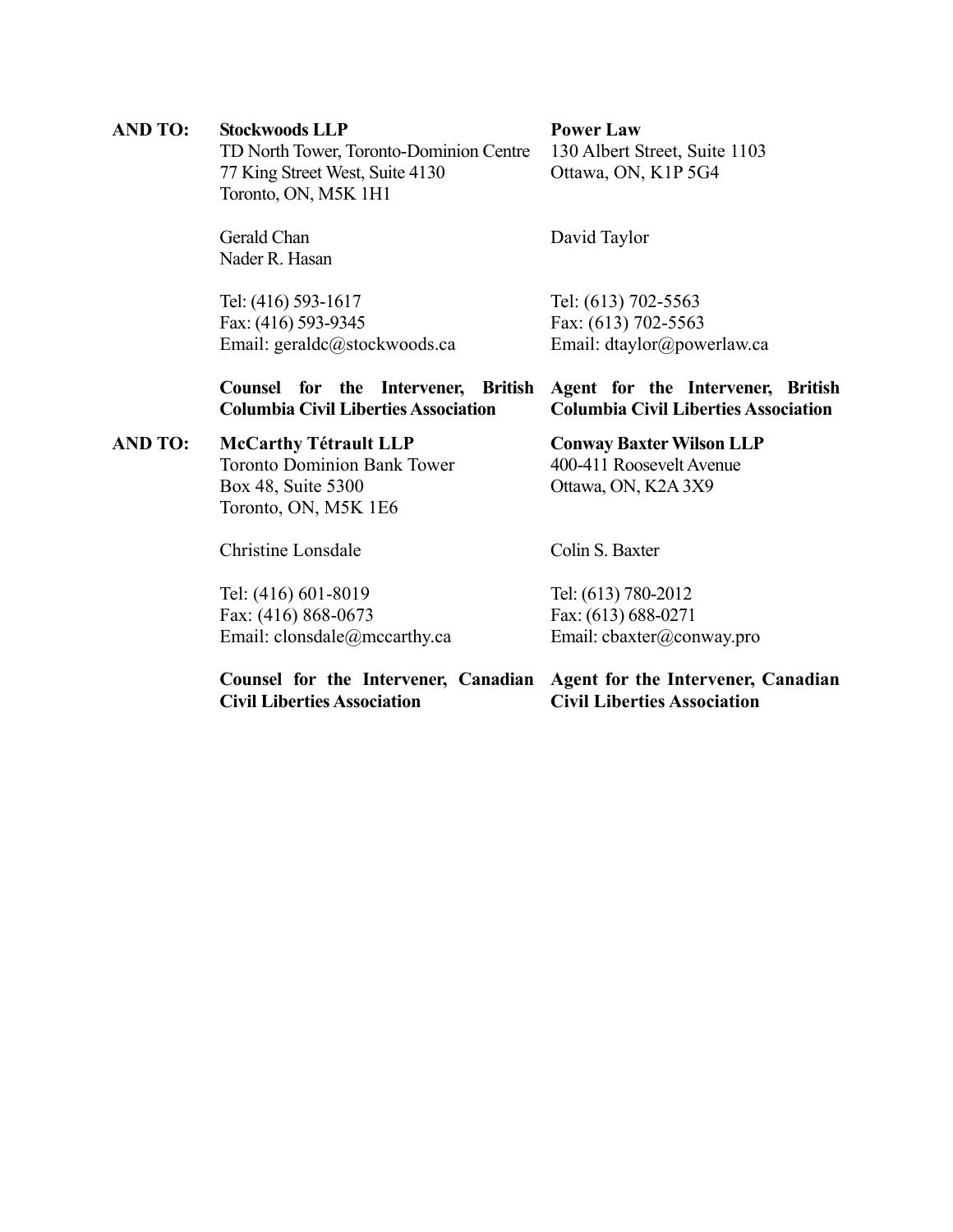**AND TO:**

**Stockwoods LLP**
TD North Tower, Toronto-Dominion Centre
77 King Street West, Suite 4130
Toronto, ON, M5K 1H1

Gerald Chan
Nader R. Hasan

Tel: (416) 593-1617
Fax: (416) 593-9345
Email: geraldc@stockwoods.ca

**Counsel for the Intervener, British Columbia Civil Liberties Association**

**Power Law**
130 Albert Street, Suite 1103
Ottawa, ON, K1P 5G4

David Taylor

Tel: (613) 702-5563
Fax: (613) 702-5563
Email: dtaylor@powerlaw.ca

**Agent for the Intervener, British Columbia Civil Liberties Association**

**AND TO:**

**McCarthy Tétrault LLP**
Toronto Dominion Bank Tower
Box 48, Suite 5300
Toronto, ON, M5K 1E6

Christine Lonsdale

Tel: (416) 601-8019
Fax: (416) 868-0673
Email: clonsdale@mccarthy.ca

**Counsel for the Intervener, Canadian Civil Liberties Association**

**Conway Baxter Wilson LLP**
400-411 Roosevelt Avenue
Ottawa, ON, K2A 3X9

Colin S. Baxter

Tel: (613) 780-2012
Fax: (613) 688-0271
Email: cbaxter@conway.pro

**Agent for the Intervener, Canadian Civil Liberties Association**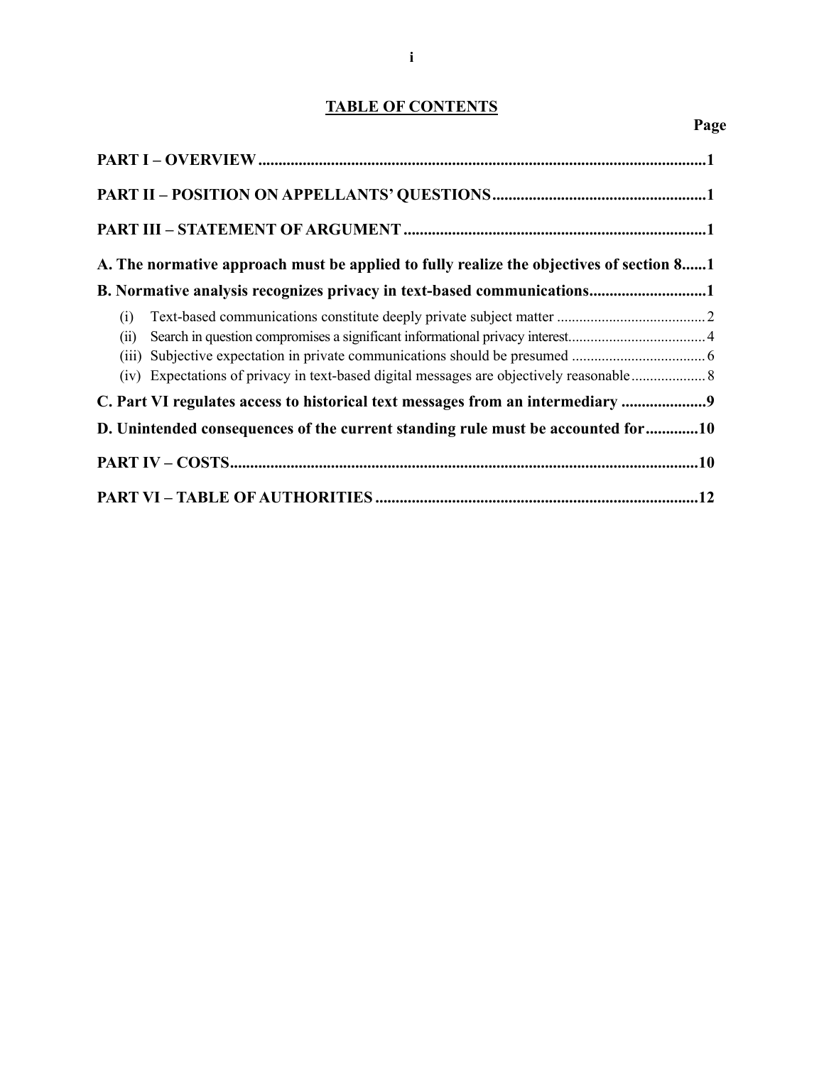## TABLE OF CONTENTS

| | Page |
|---|---|
| **PART I – OVERVIEW** | **1** |
| **PART II – POSITION ON APPELLANTS' QUESTIONS** | **1** |
| **PART III – STATEMENT OF ARGUMENT** | **1** |
| **A. The normative approach must be applied to fully realize the objectives of section 8** | **1** |
| **B. Normative analysis recognizes privacy in text-based communications** | **1** |
| (i) Text-based communications constitute deeply private subject matter | 2 |
| (ii) Search in question compromises a significant informational privacy interest | 4 |
| (iii) Subjective expectation in private communications should be presumed | 6 |
| (iv) Expectations of privacy in text-based digital messages are objectively reasonable | 8 |
| **C. Part VI regulates access to historical text messages from an intermediary** | **9** |
| **D. Unintended consequences of the current standing rule must be accounted for** | **10** |
| **PART IV – COSTS** | **10** |
| **PART VI – TABLE OF AUTHORITIES** | **12** |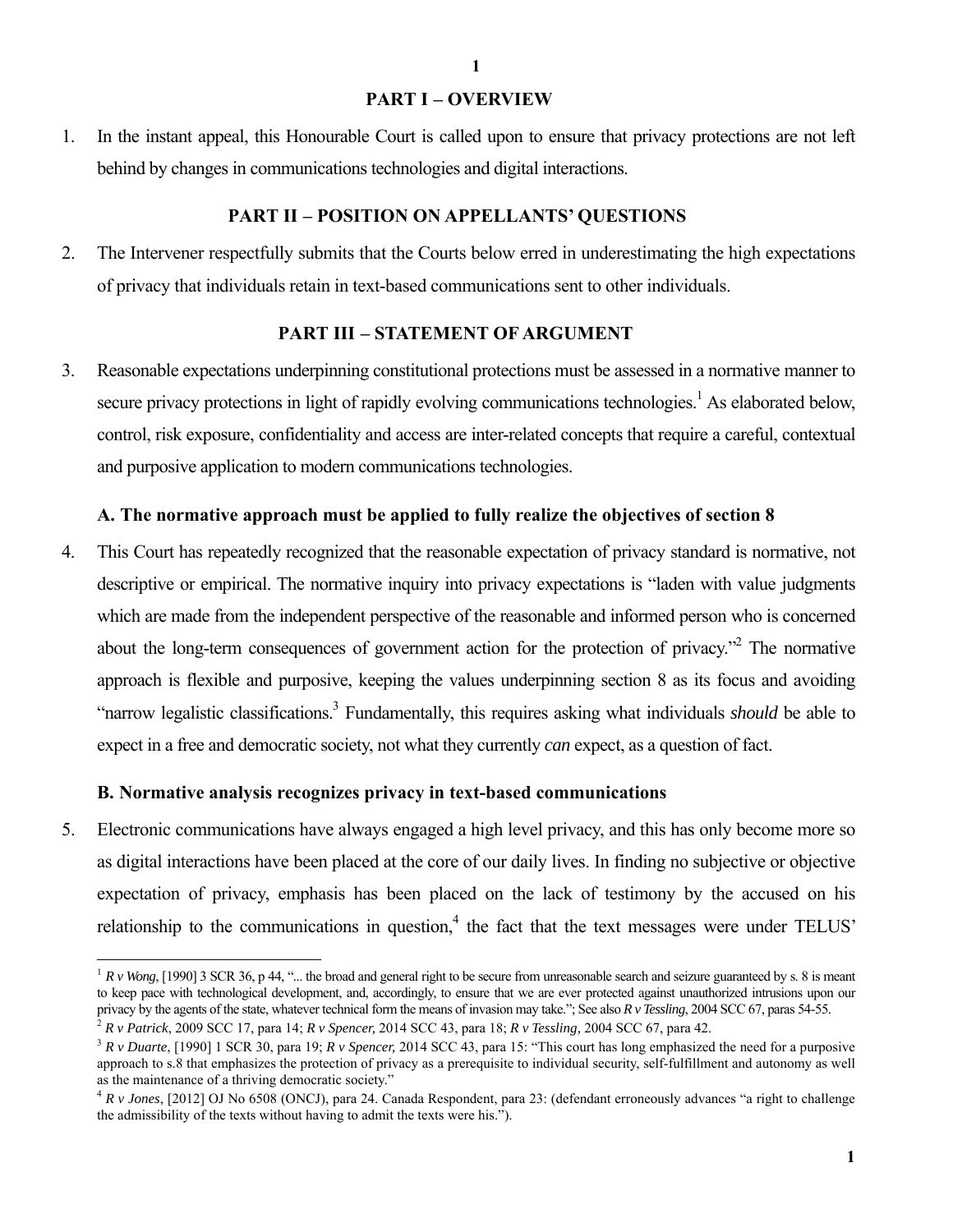## PART I – OVERVIEW

1. In the instant appeal, this Honourable Court is called upon to ensure that privacy protections are not left behind by changes in communications technologies and digital interactions.

## PART II – POSITION ON APPELLANTS' QUESTIONS

2. The Intervener respectfully submits that the Courts below erred in underestimating the high expectations of privacy that individuals retain in text-based communications sent to other individuals.

## PART III – STATEMENT OF ARGUMENT

3. Reasonable expectations underpinning constitutional protections must be assessed in a normative manner to secure privacy protections in light of rapidly evolving communications technologies.[1] As elaborated below, control, risk exposure, confidentiality and access are inter-related concepts that require a careful, contextual and purposive application to modern communications technologies.

### A. The normative approach must be applied to fully realize the objectives of section 8

4. This Court has repeatedly recognized that the reasonable expectation of privacy standard is normative, not descriptive or empirical. The normative inquiry into privacy expectations is "laden with value judgments which are made from the independent perspective of the reasonable and informed person who is concerned about the long-term consequences of government action for the protection of privacy."[2] The normative approach is flexible and purposive, keeping the values underpinning section 8 as its focus and avoiding "narrow legalistic classifications.[3] Fundamentally, this requires asking what individuals *should* be able to expect in a free and democratic society, not what they currently *can* expect, as a question of fact.

### B. Normative analysis recognizes privacy in text-based communications

5. Electronic communications have always engaged a high level privacy, and this has only become more so as digital interactions have been placed at the core of our daily lives. In finding no subjective or objective expectation of privacy, emphasis has been placed on the lack of testimony by the accused on his relationship to the communications in question,[4] the fact that the text messages were under TELUS'

---

[1] *R v Wong*, [1990] 3 SCR 36, p 44, "... the broad and general right to be secure from unreasonable search and seizure guaranteed by s. 8 is meant to keep pace with technological development, and, accordingly, to ensure that we are ever protected against unauthorized intrusions upon our privacy by the agents of the state, whatever technical form the means of invasion may take."; See also *R v Tessling*, 2004 SCC 67, paras 54-55.

[2] *R v Patrick*, 2009 SCC 17, para 14; *R v Spencer,* 2014 SCC 43, para 18; *R v Tessling,* 2004 SCC 67, para 42.

[3] *R v Duarte*, [1990] 1 SCR 30, para 19; *R v Spencer,* 2014 SCC 43, para 15: "This court has long emphasized the need for a purposive approach to s.8 that emphasizes the protection of privacy as a prerequisite to individual security, self-fulfillment and autonomy as well as the maintenance of a thriving democratic society."

[4] *R v Jones*, [2012] OJ No 6508 (ONCJ), para 24. Canada Respondent, para 23: (defendant erroneously advances "a right to challenge the admissibility of the texts without having to admit the texts were his.").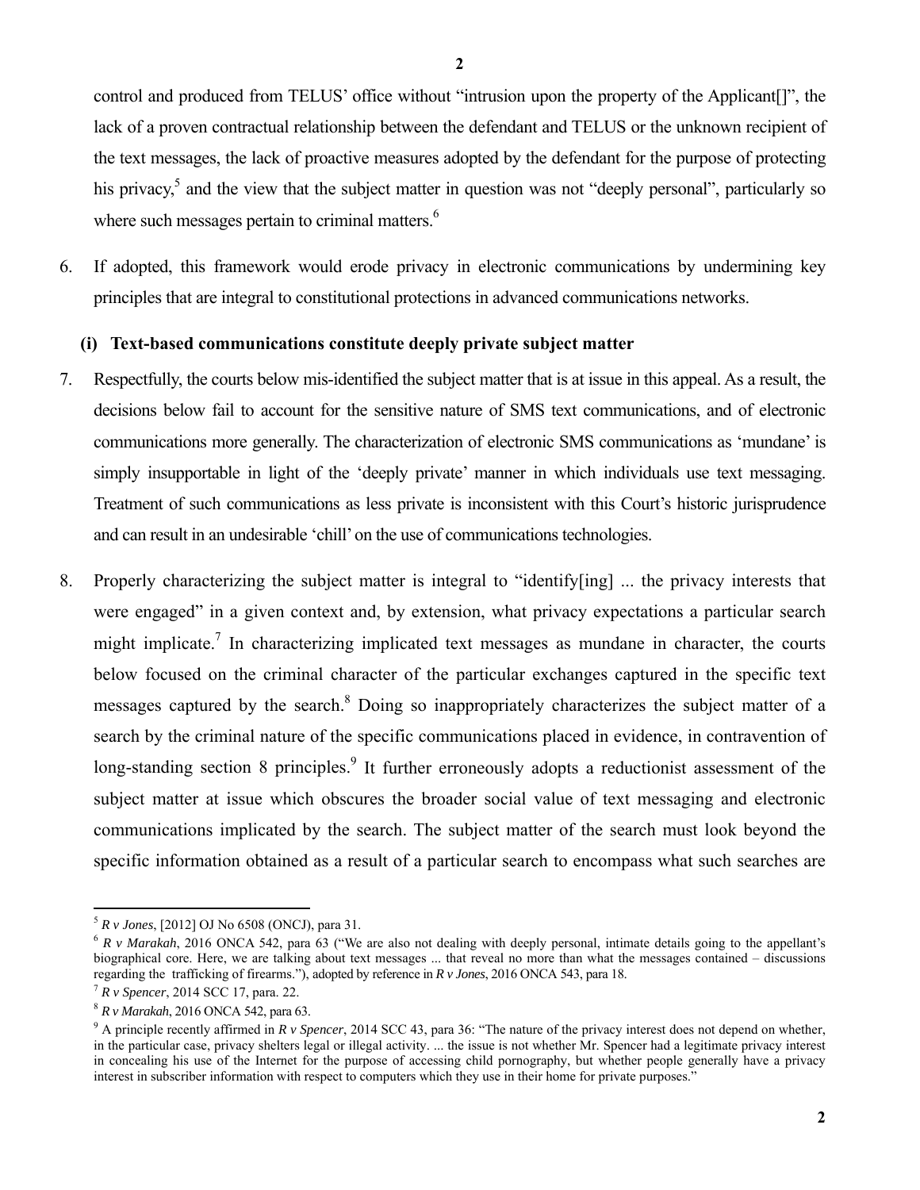control and produced from TELUS' office without "intrusion upon the property of the Applicant[]", the lack of a proven contractual relationship between the defendant and TELUS or the unknown recipient of the text messages, the lack of proactive measures adopted by the defendant for the purpose of protecting his privacy,[5] and the view that the subject matter in question was not "deeply personal", particularly so where such messages pertain to criminal matters.[6]

6. If adopted, this framework would erode privacy in electronic communications by undermining key principles that are integral to constitutional protections in advanced communications networks.

### (i) Text-based communications constitute deeply private subject matter

7. Respectfully, the courts below mis-identified the subject matter that is at issue in this appeal. As a result, the decisions below fail to account for the sensitive nature of SMS text communications, and of electronic communications more generally. The characterization of electronic SMS communications as 'mundane' is simply insupportable in light of the 'deeply private' manner in which individuals use text messaging. Treatment of such communications as less private is inconsistent with this Court's historic jurisprudence and can result in an undesirable 'chill' on the use of communications technologies.

8. Properly characterizing the subject matter is integral to "identify[ing] ... the privacy interests that were engaged" in a given context and, by extension, what privacy expectations a particular search might implicate.[7] In characterizing implicated text messages as mundane in character, the courts below focused on the criminal character of the particular exchanges captured in the specific text messages captured by the search.[8] Doing so inappropriately characterizes the subject matter of a search by the criminal nature of the specific communications placed in evidence, in contravention of long-standing section 8 principles.[9] It further erroneously adopts a reductionist assessment of the subject matter at issue which obscures the broader social value of text messaging and electronic communications implicated by the search. The subject matter of the search must look beyond the specific information obtained as a result of a particular search to encompass what such searches are

---

[5] *R v Jones*, [2012] OJ No 6508 (ONCJ), para 31.

[6] *R v Marakah*, 2016 ONCA 542, para 63 ("We are also not dealing with deeply personal, intimate details going to the appellant's biographical core. Here, we are talking about text messages ... that reveal no more than what the messages contained – discussions regarding the trafficking of firearms."), adopted by reference in *R v Jones*, 2016 ONCA 543, para 18.

[7] *R v Spencer*, 2014 SCC 17, para. 22.

[8] *R v Marakah*, 2016 ONCA 542, para 63.

[9] A principle recently affirmed in *R v Spencer*, 2014 SCC 43, para 36: "The nature of the privacy interest does not depend on whether, in the particular case, privacy shelters legal or illegal activity. ... the issue is not whether Mr. Spencer had a legitimate privacy interest in concealing his use of the Internet for the purpose of accessing child pornography, but whether people generally have a privacy interest in subscriber information with respect to computers which they use in their home for private purposes."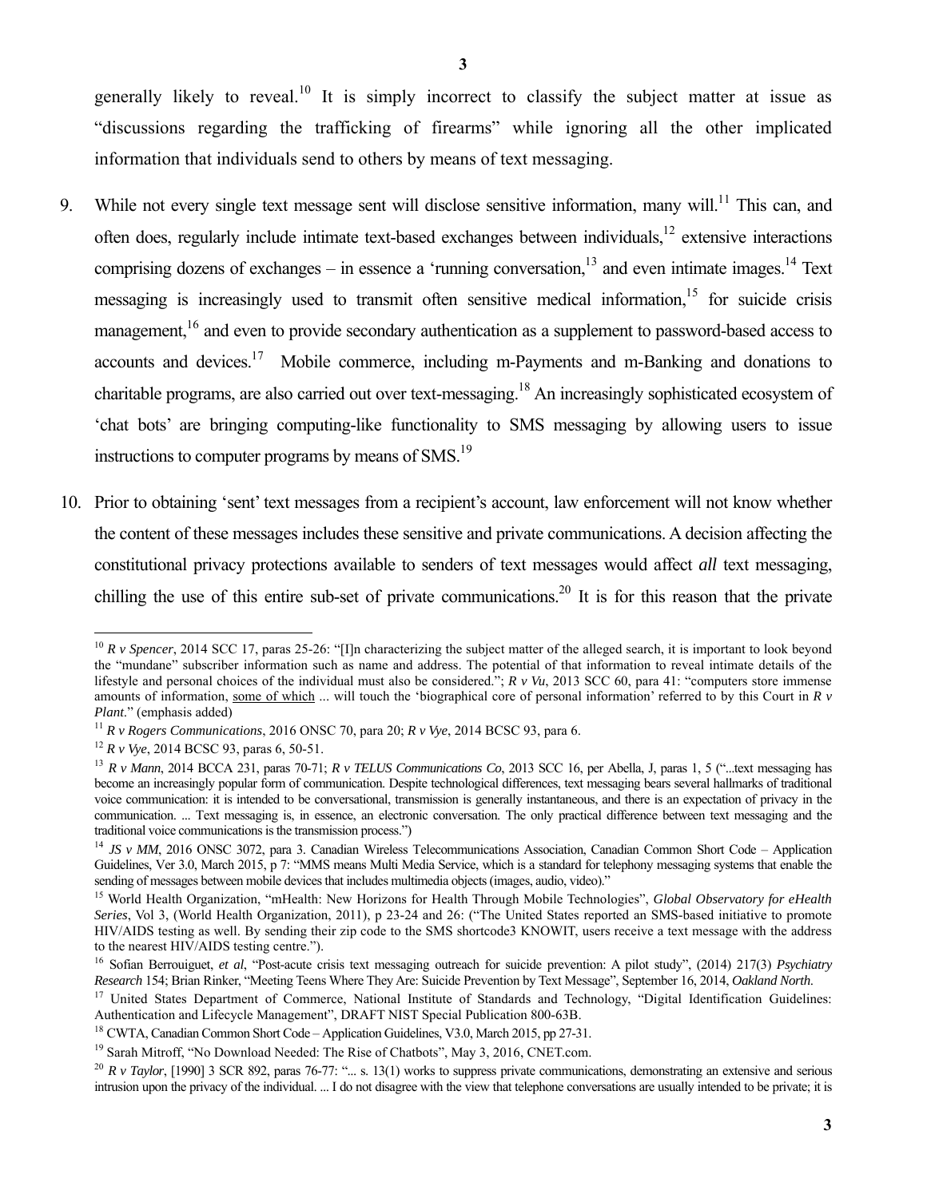generally likely to reveal.[10] It is simply incorrect to classify the subject matter at issue as "discussions regarding the trafficking of firearms" while ignoring all the other implicated information that individuals send to others by means of text messaging.

9. While not every single text message sent will disclose sensitive information, many will.[11] This can, and often does, regularly include intimate text-based exchanges between individuals,[12] extensive interactions comprising dozens of exchanges – in essence a 'running conversation,[13] and even intimate images.[14] Text messaging is increasingly used to transmit often sensitive medical information,[15] for suicide crisis management,[16] and even to provide secondary authentication as a supplement to password-based access to accounts and devices.[17] Mobile commerce, including m-Payments and m-Banking and donations to charitable programs, are also carried out over text-messaging.[18] An increasingly sophisticated ecosystem of 'chat bots' are bringing computing-like functionality to SMS messaging by allowing users to issue instructions to computer programs by means of SMS.[19]

10. Prior to obtaining 'sent' text messages from a recipient's account, law enforcement will not know whether the content of these messages includes these sensitive and private communications. A decision affecting the constitutional privacy protections available to senders of text messages would affect *all* text messaging, chilling the use of this entire sub-set of private communications.[20] It is for this reason that the private

---

[10] *R v Spencer*, 2014 SCC 17, paras 25-26: "[I]n characterizing the subject matter of the alleged search, it is important to look beyond the "mundane" subscriber information such as name and address. The potential of that information to reveal intimate details of the lifestyle and personal choices of the individual must also be considered."; *R v Vu*, 2013 SCC 60, para 41: "computers store immense amounts of information, some of which ... will touch the 'biographical core of personal information' referred to by this Court in *R v Plant*." (emphasis added)

[11] *R v Rogers Communications*, 2016 ONSC 70, para 20; *R v Vye*, 2014 BCSC 93, para 6.

[12] *R v Vye*, 2014 BCSC 93, paras 6, 50-51.

[13] *R v Mann*, 2014 BCCA 231, paras 70-71; *R v TELUS Communications Co*, 2013 SCC 16, per Abella, J, paras 1, 5 ("...text messaging has become an increasingly popular form of communication. Despite technological differences, text messaging bears several hallmarks of traditional voice communication: it is intended to be conversational, transmission is generally instantaneous, and there is an expectation of privacy in the communication. ... Text messaging is, in essence, an electronic conversation. The only practical difference between text messaging and the traditional voice communications is the transmission process.")

[14] *JS v MM*, 2016 ONSC 3072, para 3. Canadian Wireless Telecommunications Association, Canadian Common Short Code – Application Guidelines, Ver 3.0, March 2015, p 7: "MMS means Multi Media Service, which is a standard for telephony messaging systems that enable the sending of messages between mobile devices that includes multimedia objects (images, audio, video)."

[15] World Health Organization, "mHealth: New Horizons for Health Through Mobile Technologies", *Global Observatory for eHealth Series*, Vol 3, (World Health Organization, 2011), p 23-24 and 26: ("The United States reported an SMS-based initiative to promote HIV/AIDS testing as well. By sending their zip code to the SMS shortcode3 KNOWIT, users receive a text message with the address to the nearest HIV/AIDS testing centre.").

[16] Sofian Berrouiguet, *et al*, "Post-acute crisis text messaging outreach for suicide prevention: A pilot study", (2014) 217(3) *Psychiatry Research* 154; Brian Rinker, "Meeting Teens Where They Are: Suicide Prevention by Text Message", September 16, 2014, *Oakland North*.

[17] United States Department of Commerce, National Institute of Standards and Technology, "Digital Identification Guidelines: Authentication and Lifecycle Management", DRAFT NIST Special Publication 800-63B.

[18] CWTA, Canadian Common Short Code – Application Guidelines, V3.0, March 2015, pp 27-31.

[19] Sarah Mitroff, "No Download Needed: The Rise of Chatbots", May 3, 2016, CNET.com.

[20] *R v Taylor*, [1990] 3 SCR 892, paras 76-77: "... s. 13(1) works to suppress private communications, demonstrating an extensive and serious intrusion upon the privacy of the individual. ... I do not disagree with the view that telephone conversations are usually intended to be private; it is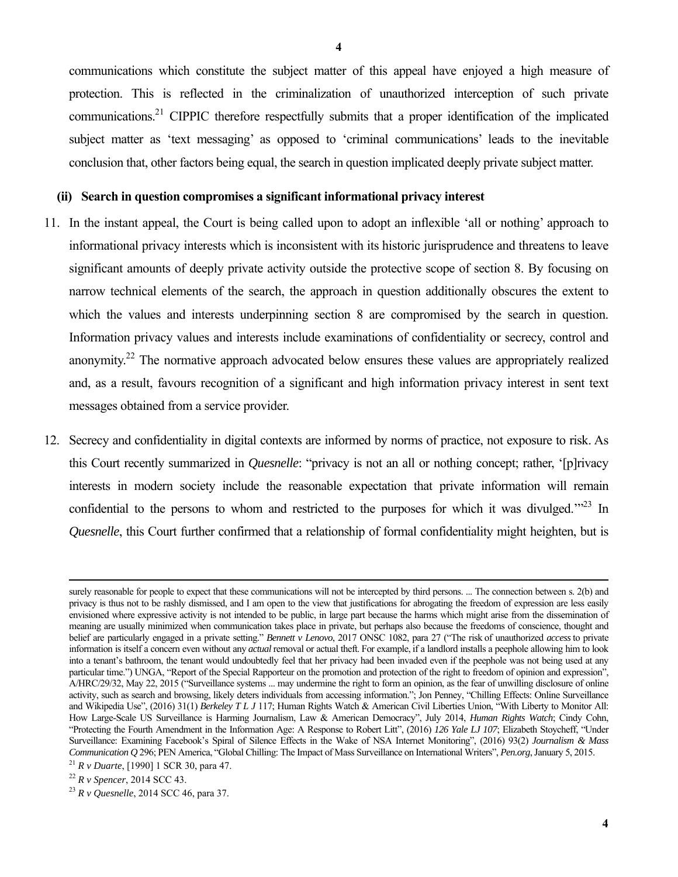communications which constitute the subject matter of this appeal have enjoyed a high measure of protection. This is reflected in the criminalization of unauthorized interception of such private communications.[21] CIPPIC therefore respectfully submits that a proper identification of the implicated subject matter as 'text messaging' as opposed to 'criminal communications' leads to the inevitable conclusion that, other factors being equal, the search in question implicated deeply private subject matter.

**(ii) Search in question compromises a significant informational privacy interest**

11. In the instant appeal, the Court is being called upon to adopt an inflexible 'all or nothing' approach to informational privacy interests which is inconsistent with its historic jurisprudence and threatens to leave significant amounts of deeply private activity outside the protective scope of section 8. By focusing on narrow technical elements of the search, the approach in question additionally obscures the extent to which the values and interests underpinning section 8 are compromised by the search in question. Information privacy values and interests include examinations of confidentiality or secrecy, control and anonymity.[22] The normative approach advocated below ensures these values are appropriately realized and, as a result, favours recognition of a significant and high information privacy interest in sent text messages obtained from a service provider.

12. Secrecy and confidentiality in digital contexts are informed by norms of practice, not exposure to risk. As this Court recently summarized in *Quesnelle*: "privacy is not an all or nothing concept; rather, '[p]rivacy interests in modern society include the reasonable expectation that private information will remain confidential to the persons to whom and restricted to the purposes for which it was divulged.'"[23] In *Quesnelle*, this Court further confirmed that a relationship of formal confidentiality might heighten, but is

---

surely reasonable for people to expect that these communications will not be intercepted by third persons. ... The connection between s. 2(b) and privacy is thus not to be rashly dismissed, and I am open to the view that justifications for abrogating the freedom of expression are less easily envisioned where expressive activity is not intended to be public, in large part because the harms which might arise from the dissemination of meaning are usually minimized when communication takes place in private, but perhaps also because the freedoms of conscience, thought and belief are particularly engaged in a private setting." *Bennett v Lenovo*, 2017 ONSC 1082, para 27 ("The risk of unauthorized *access* to private information is itself a concern even without any *actual* removal or actual theft. For example, if a landlord installs a peephole allowing him to look into a tenant's bathroom, the tenant would undoubtedly feel that her privacy had been invaded even if the peephole was not being used at any particular time.") UNGA, "Report of the Special Rapporteur on the promotion and protection of the right to freedom of opinion and expression", A/HRC/29/32, May 22, 2015 ("Surveillance systems ... may undermine the right to form an opinion, as the fear of unwilling disclosure of online activity, such as search and browsing, likely deters individuals from accessing information."; Jon Penney, "Chilling Effects: Online Surveillance and Wikipedia Use", (2016) 31(1) *Berkeley T L J* 117; Human Rights Watch & American Civil Liberties Union, "With Liberty to Monitor All: How Large-Scale US Surveillance is Harming Journalism, Law & American Democracy", July 2014, *Human Rights Watch*; Cindy Cohn, "Protecting the Fourth Amendment in the Information Age: A Response to Robert Litt", (2016) *126 Yale LJ 107*; Elizabeth Stoycheff, "Under Surveillance: Examining Facebook's Spiral of Silence Effects in the Wake of NSA Internet Monitoring", (2016) 93(2) *Journalism & Mass Communication Q* 296; PEN America, "Global Chilling: The Impact of Mass Surveillance on International Writers", *Pen.org*, January 5, 2015.

[21] *R v Duarte*, [1990] 1 SCR 30, para 47.

[22] *R v Spencer*, 2014 SCC 43.

[23] *R v Quesnelle*, 2014 SCC 46, para 37.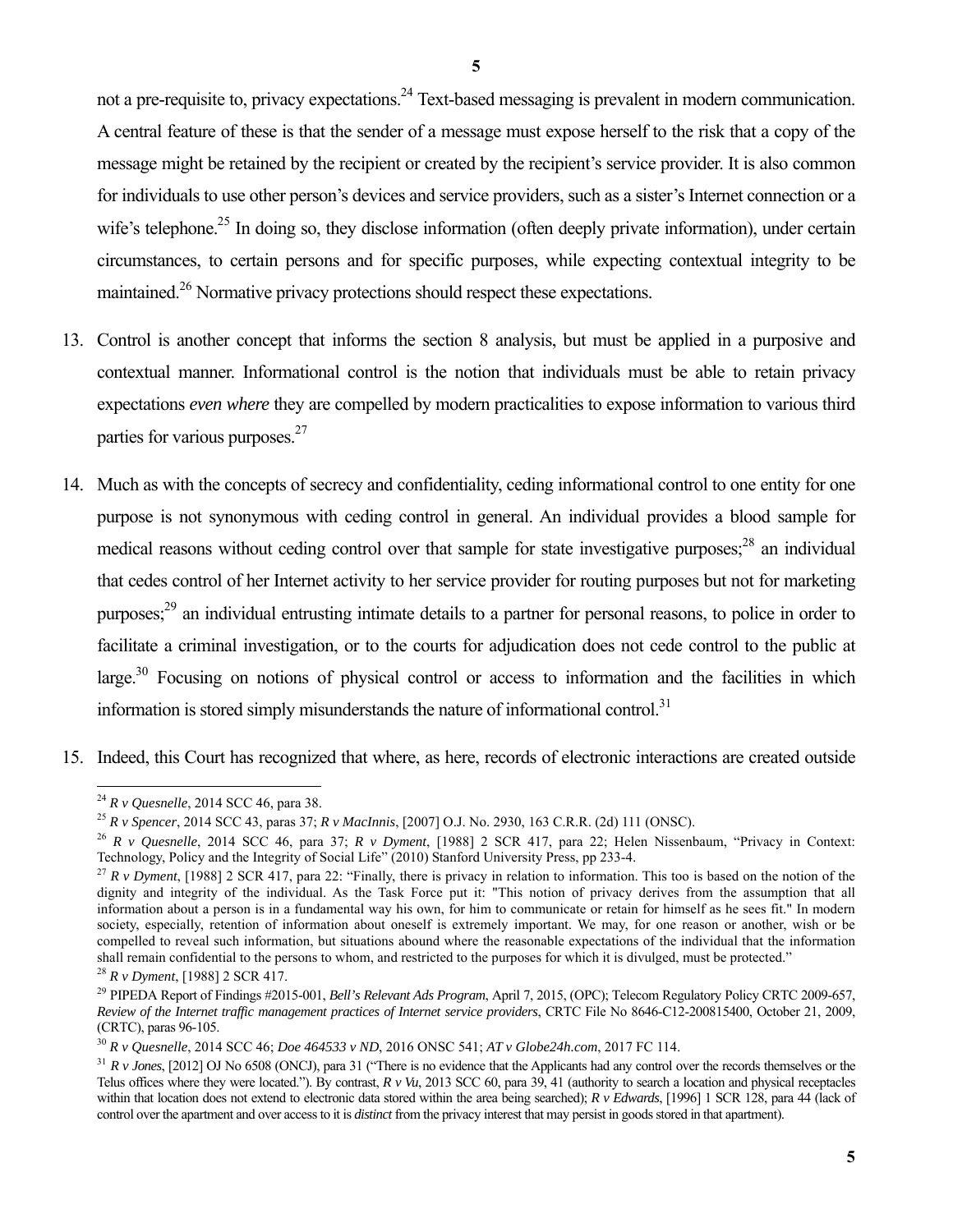not a pre-requisite to, privacy expectations.[24] Text-based messaging is prevalent in modern communication. A central feature of these is that the sender of a message must expose herself to the risk that a copy of the message might be retained by the recipient or created by the recipient's service provider. It is also common for individuals to use other person's devices and service providers, such as a sister's Internet connection or a wife's telephone.[25] In doing so, they disclose information (often deeply private information), under certain circumstances, to certain persons and for specific purposes, while expecting contextual integrity to be maintained.[26] Normative privacy protections should respect these expectations.

13. Control is another concept that informs the section 8 analysis, but must be applied in a purposive and contextual manner. Informational control is the notion that individuals must be able to retain privacy expectations *even where* they are compelled by modern practicalities to expose information to various third parties for various purposes.[27]

14. Much as with the concepts of secrecy and confidentiality, ceding informational control to one entity for one purpose is not synonymous with ceding control in general. An individual provides a blood sample for medical reasons without ceding control over that sample for state investigative purposes;[28] an individual that cedes control of her Internet activity to her service provider for routing purposes but not for marketing purposes;[29] an individual entrusting intimate details to a partner for personal reasons, to police in order to facilitate a criminal investigation, or to the courts for adjudication does not cede control to the public at large.[30] Focusing on notions of physical control or access to information and the facilities in which information is stored simply misunderstands the nature of informational control.[31]

15. Indeed, this Court has recognized that where, as here, records of electronic interactions are created outside

---

[24] *R v Quesnelle*, 2014 SCC 46, para 38.

[25] *R v Spencer*, 2014 SCC 43, paras 37; *R v MacInnis*, [2007] O.J. No. 2930, 163 C.R.R. (2d) 111 (ONSC).

[26] *R v Quesnelle*, 2014 SCC 46, para 37; *R v Dyment*, [1988] 2 SCR 417, para 22; Helen Nissenbaum, "Privacy in Context: Technology, Policy and the Integrity of Social Life" (2010) Stanford University Press, pp 233-4.

[27] *R v Dyment*, [1988] 2 SCR 417, para 22: "Finally, there is privacy in relation to information. This too is based on the notion of the dignity and integrity of the individual. As the Task Force put it: "This notion of privacy derives from the assumption that all information about a person is in a fundamental way his own, for him to communicate or retain for himself as he sees fit." In modern society, especially, retention of information about oneself is extremely important. We may, for one reason or another, wish or be compelled to reveal such information, but situations abound where the reasonable expectations of the individual that the information shall remain confidential to the persons to whom, and restricted to the purposes for which it is divulged, must be protected."

[28] *R v Dyment*, [1988] 2 SCR 417.

[29] PIPEDA Report of Findings #2015-001, *Bell's Relevant Ads Program*, April 7, 2015, (OPC); Telecom Regulatory Policy CRTC 2009-657, *Review of the Internet traffic management practices of Internet service providers*, CRTC File No 8646-C12-200815400, October 21, 2009, (CRTC), paras 96-105.

[30] *R v Quesnelle*, 2014 SCC 46; *Doe 464533 v ND*, 2016 ONSC 541; *AT v Globe24h.com*, 2017 FC 114.

[31] *R v Jones*, [2012] OJ No 6508 (ONCJ), para 31 ("There is no evidence that the Applicants had any control over the records themselves or the Telus offices where they were located."). By contrast, *R v Vu*, 2013 SCC 60, para 39, 41 (authority to search a location and physical receptacles within that location does not extend to electronic data stored within the area being searched); *R v Edwards*, [1996] 1 SCR 128, para 44 (lack of control over the apartment and over access to it is *distinct* from the privacy interest that may persist in goods stored in that apartment).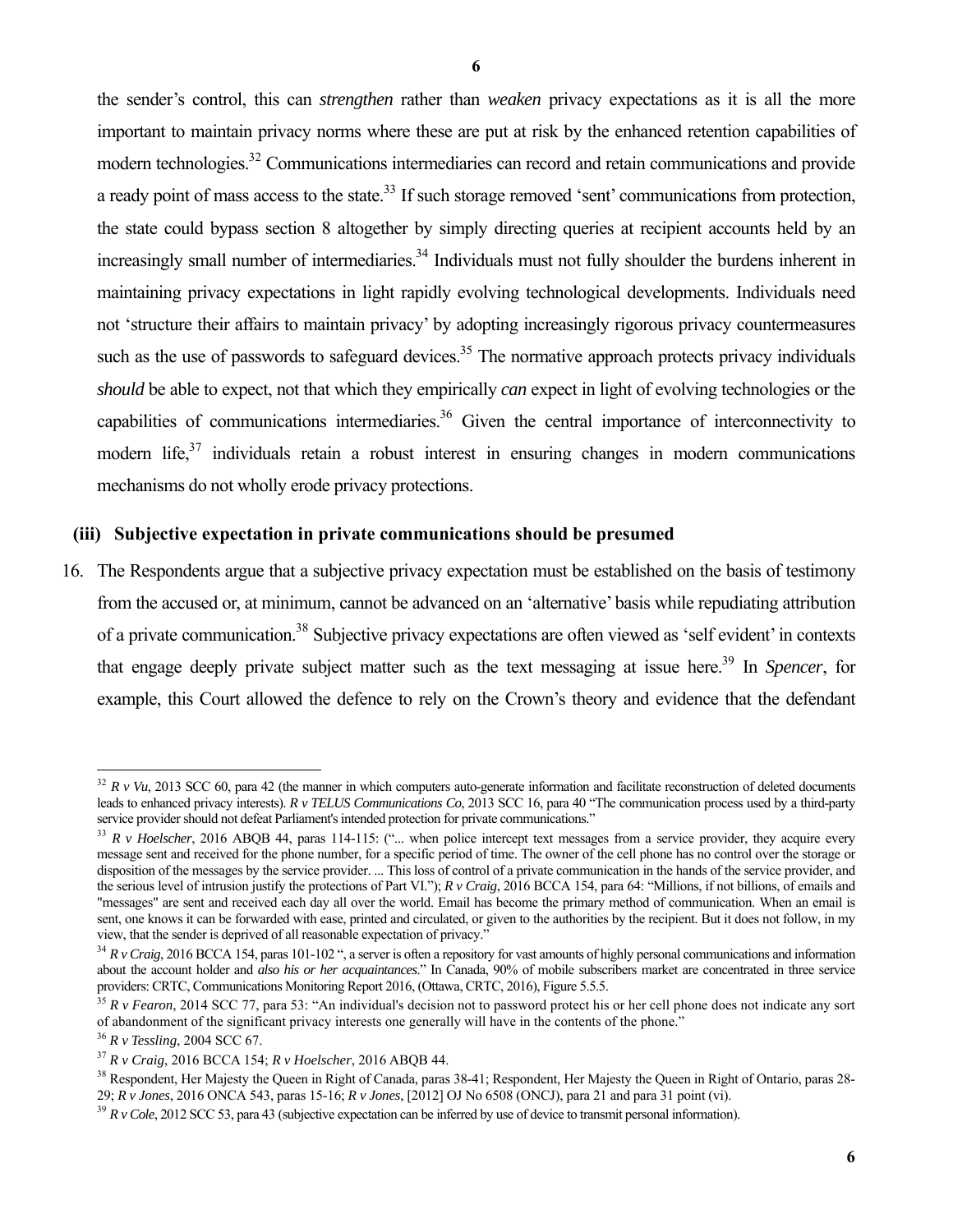the sender's control, this can *strengthen* rather than *weaken* privacy expectations as it is all the more important to maintain privacy norms where these are put at risk by the enhanced retention capabilities of modern technologies.[32] Communications intermediaries can record and retain communications and provide a ready point of mass access to the state.[33] If such storage removed 'sent' communications from protection, the state could bypass section 8 altogether by simply directing queries at recipient accounts held by an increasingly small number of intermediaries.[34] Individuals must not fully shoulder the burdens inherent in maintaining privacy expectations in light rapidly evolving technological developments. Individuals need not 'structure their affairs to maintain privacy' by adopting increasingly rigorous privacy countermeasures such as the use of passwords to safeguard devices.[35] The normative approach protects privacy individuals *should* be able to expect, not that which they empirically *can* expect in light of evolving technologies or the capabilities of communications intermediaries.[36] Given the central importance of interconnectivity to modern life,[37] individuals retain a robust interest in ensuring changes in modern communications mechanisms do not wholly erode privacy protections.

### (iii) Subjective expectation in private communications should be presumed

16. The Respondents argue that a subjective privacy expectation must be established on the basis of testimony from the accused or, at minimum, cannot be advanced on an 'alternative' basis while repudiating attribution of a private communication.[38] Subjective privacy expectations are often viewed as 'self evident' in contexts that engage deeply private subject matter such as the text messaging at issue here.[39] In *Spencer*, for example, this Court allowed the defence to rely on the Crown's theory and evidence that the defendant

---

[32] *R v Vu*, 2013 SCC 60, para 42 (the manner in which computers auto-generate information and facilitate reconstruction of deleted documents leads to enhanced privacy interests). *R v TELUS Communications Co*, 2013 SCC 16, para 40 "The communication process used by a third-party service provider should not defeat Parliament's intended protection for private communications."

[33] *R v Hoelscher*, 2016 ABQB 44, paras 114-115: ("... when police intercept text messages from a service provider, they acquire every message sent and received for the phone number, for a specific period of time. The owner of the cell phone has no control over the storage or disposition of the messages by the service provider. ... This loss of control of a private communication in the hands of the service provider, and the serious level of intrusion justify the protections of Part VI."); *R v Craig*, 2016 BCCA 154, para 64: "Millions, if not billions, of emails and "messages" are sent and received each day all over the world. Email has become the primary method of communication. When an email is sent, one knows it can be forwarded with ease, printed and circulated, or given to the authorities by the recipient. But it does not follow, in my view, that the sender is deprived of all reasonable expectation of privacy."

[34] *R v Craig*, 2016 BCCA 154, paras 101-102 ", a server is often a repository for vast amounts of highly personal communications and information about the account holder and *also his or her acquaintances*." In Canada, 90% of mobile subscribers market are concentrated in three service providers: CRTC, Communications Monitoring Report 2016, (Ottawa, CRTC, 2016), Figure 5.5.5.

[35] *R v Fearon*, 2014 SCC 77, para 53: "An individual's decision not to password protect his or her cell phone does not indicate any sort of abandonment of the significant privacy interests one generally will have in the contents of the phone."

[36] *R v Tessling*, 2004 SCC 67.

[37] *R v Craig*, 2016 BCCA 154; *R v Hoelscher*, 2016 ABQB 44.

[38] Respondent, Her Majesty the Queen in Right of Canada, paras 38-41; Respondent, Her Majesty the Queen in Right of Ontario, paras 28-29; *R v Jones*, 2016 ONCA 543, paras 15-16; *R v Jones*, [2012] OJ No 6508 (ONCJ), para 21 and para 31 point (vi).

[39] *R v Cole*, 2012 SCC 53, para 43 (subjective expectation can be inferred by use of device to transmit personal information).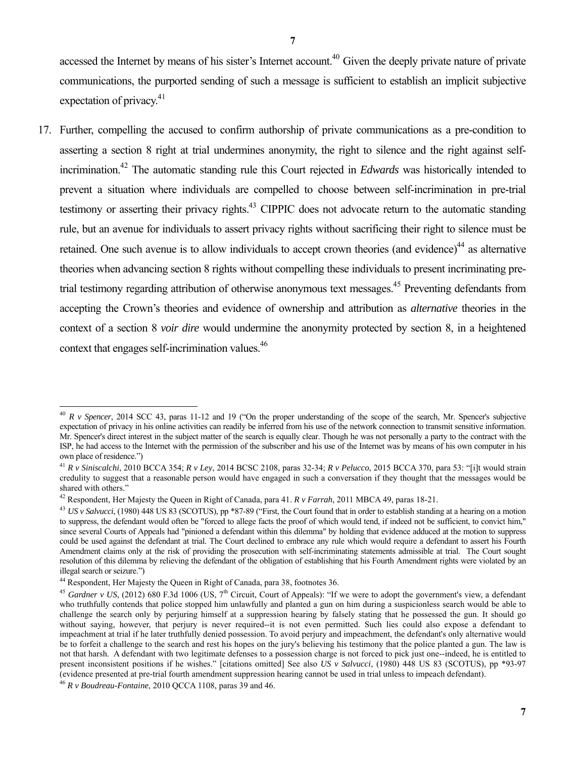accessed the Internet by means of his sister's Internet account.[40] Given the deeply private nature of private communications, the purported sending of such a message is sufficient to establish an implicit subjective expectation of privacy.[41]

17. Further, compelling the accused to confirm authorship of private communications as a pre-condition to asserting a section 8 right at trial undermines anonymity, the right to silence and the right against self-incrimination.[42] The automatic standing rule this Court rejected in *Edwards* was historically intended to prevent a situation where individuals are compelled to choose between self-incrimination in pre-trial testimony or asserting their privacy rights.[43] CIPPIC does not advocate return to the automatic standing rule, but an avenue for individuals to assert privacy rights without sacrificing their right to silence must be retained. One such avenue is to allow individuals to accept crown theories (and evidence)[44] as alternative theories when advancing section 8 rights without compelling these individuals to present incriminating pre-trial testimony regarding attribution of otherwise anonymous text messages.[45] Preventing defendants from accepting the Crown's theories and evidence of ownership and attribution as *alternative* theories in the context of a section 8 *voir dire* would undermine the anonymity protected by section 8, in a heightened context that engages self-incrimination values.[46]

---

[40] *R v Spencer*, 2014 SCC 43, paras 11-12 and 19 ("On the proper understanding of the scope of the search, Mr. Spencer's subjective expectation of privacy in his online activities can readily be inferred from his use of the network connection to transmit sensitive information. Mr. Spencer's direct interest in the subject matter of the search is equally clear. Though he was not personally a party to the contract with the ISP, he had access to the Internet with the permission of the subscriber and his use of the Internet was by means of his own computer in his own place of residence.")

[41] *R v Siniscalchi*, 2010 BCCA 354; *R v Ley*, 2014 BCSC 2108, paras 32-34; *R v Pelucco*, 2015 BCCA 370, para 53: "[i]t would strain credulity to suggest that a reasonable person would have engaged in such a conversation if they thought that the messages would be shared with others."

[42] Respondent, Her Majesty the Queen in Right of Canada, para 41. *R v Farrah*, 2011 MBCA 49, paras 18-21.

[43] *US v Salvucci*, (1980) 448 US 83 (SCOTUS), pp \*87-89 ("First, the Court found that in order to establish standing at a hearing on a motion to suppress, the defendant would often be "forced to allege facts the proof of which would tend, if indeed not be sufficient, to convict him," since several Courts of Appeals had "pinioned a defendant within this dilemma" by holding that evidence adduced at the motion to suppress could be used against the defendant at trial. The Court declined to embrace any rule which would require a defendant to assert his Fourth Amendment claims only at the risk of providing the prosecution with self-incriminating statements admissible at trial. The Court sought resolution of this dilemma by relieving the defendant of the obligation of establishing that his Fourth Amendment rights were violated by an illegal search or seizure.")

[44] Respondent, Her Majesty the Queen in Right of Canada, para 38, footnotes 36.

[45] *Gardner v US*, (2012) 680 F.3d 1006 (US, 7th Circuit, Court of Appeals): "If we were to adopt the government's view, a defendant who truthfully contends that police stopped him unlawfully and planted a gun on him during a suspicionless search would be able to challenge the search only by perjuring himself at a suppression hearing by falsely stating that he possessed the gun. It should go without saying, however, that perjury is never required--it is not even permitted. Such lies could also expose a defendant to impeachment at trial if he later truthfully denied possession. To avoid perjury and impeachment, the defendant's only alternative would be to forfeit a challenge to the search and rest his hopes on the jury's believing his testimony that the police planted a gun. The law is not that harsh. A defendant with two legitimate defenses to a possession charge is not forced to pick just one--indeed, he is entitled to present inconsistent positions if he wishes." [citations omitted] See also *US v Salvucci*, (1980) 448 US 83 (SCOTUS), pp \*93-97 (evidence presented at pre-trial fourth amendment suppression hearing cannot be used in trial unless to impeach defendant).

[46] *R v Boudreau-Fontaine*, 2010 QCCA 1108, paras 39 and 46.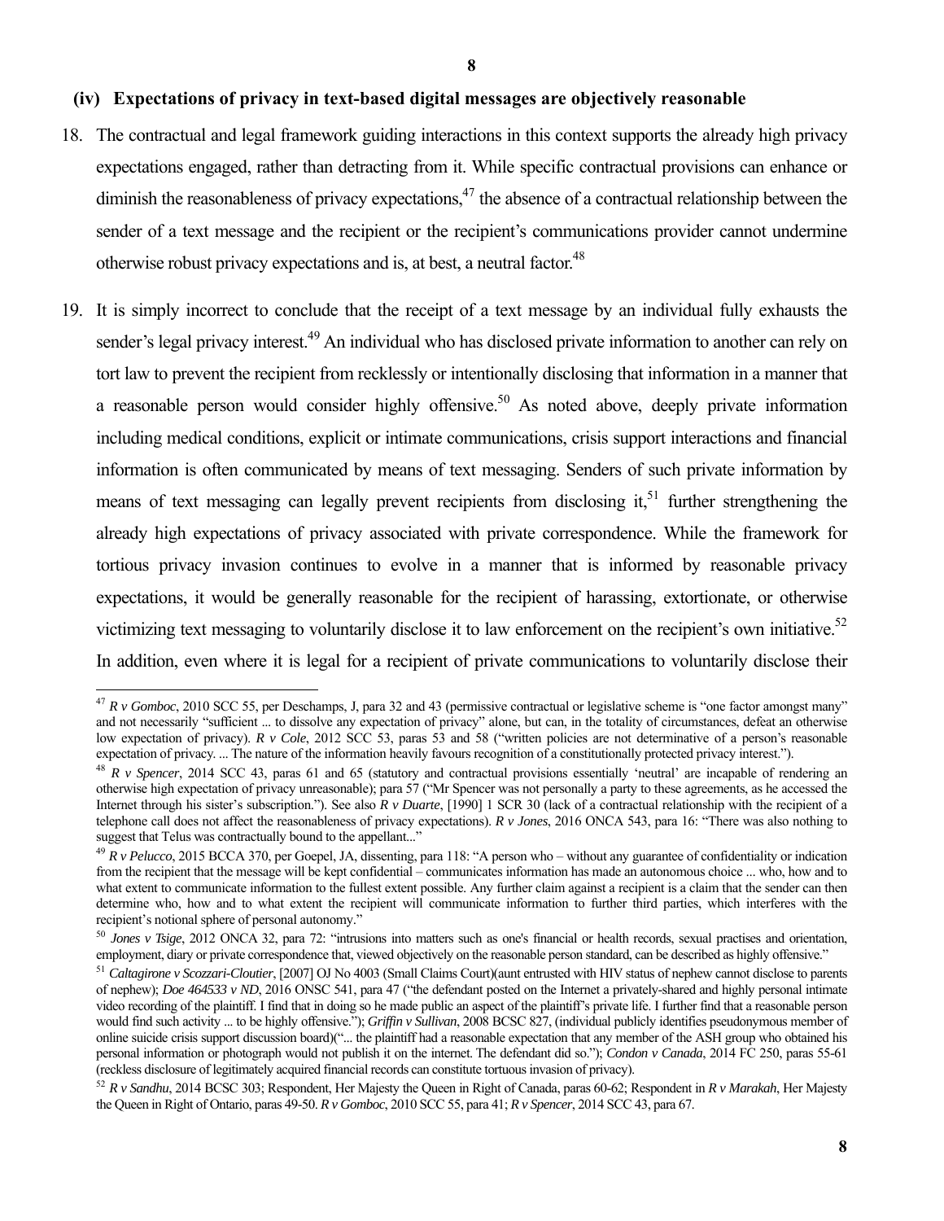### (iv) Expectations of privacy in text-based digital messages are objectively reasonable

18. The contractual and legal framework guiding interactions in this context supports the already high privacy expectations engaged, rather than detracting from it. While specific contractual provisions can enhance or diminish the reasonableness of privacy expectations,[47] the absence of a contractual relationship between the sender of a text message and the recipient or the recipient's communications provider cannot undermine otherwise robust privacy expectations and is, at best, a neutral factor.[48]

19. It is simply incorrect to conclude that the receipt of a text message by an individual fully exhausts the sender's legal privacy interest.[49] An individual who has disclosed private information to another can rely on tort law to prevent the recipient from recklessly or intentionally disclosing that information in a manner that a reasonable person would consider highly offensive.[50] As noted above, deeply private information including medical conditions, explicit or intimate communications, crisis support interactions and financial information is often communicated by means of text messaging. Senders of such private information by means of text messaging can legally prevent recipients from disclosing it,[51] further strengthening the already high expectations of privacy associated with private correspondence. While the framework for tortious privacy invasion continues to evolve in a manner that is informed by reasonable privacy expectations, it would be generally reasonable for the recipient of harassing, extortionate, or otherwise victimizing text messaging to voluntarily disclose it to law enforcement on the recipient's own initiative.[52] In addition, even where it is legal for a recipient of private communications to voluntarily disclose their

---

[47] *R v Gomboc*, 2010 SCC 55, per Deschamps, J, para 32 and 43 (permissive contractual or legislative scheme is "one factor amongst many" and not necessarily "sufficient ... to dissolve any expectation of privacy" alone, but can, in the totality of circumstances, defeat an otherwise low expectation of privacy). *R v Cole*, 2012 SCC 53, paras 53 and 58 ("written policies are not determinative of a person's reasonable expectation of privacy. ... The nature of the information heavily favours recognition of a constitutionally protected privacy interest.").

[48] *R v Spencer*, 2014 SCC 43, paras 61 and 65 (statutory and contractual provisions essentially 'neutral' are incapable of rendering an otherwise high expectation of privacy unreasonable); para 57 ("Mr Spencer was not personally a party to these agreements, as he accessed the Internet through his sister's subscription."). See also *R v Duarte*, [1990] 1 SCR 30 (lack of a contractual relationship with the recipient of a telephone call does not affect the reasonableness of privacy expectations). *R v Jones*, 2016 ONCA 543, para 16: "There was also nothing to suggest that Telus was contractually bound to the appellant..."

[49] *R v Pelucco*, 2015 BCCA 370, per Goepel, JA, dissenting, para 118: "A person who – without any guarantee of confidentiality or indication from the recipient that the message will be kept confidential – communicates information has made an autonomous choice ... who, how and to what extent to communicate information to the fullest extent possible. Any further claim against a recipient is a claim that the sender can then determine who, how and to what extent the recipient will communicate information to further third parties, which interferes with the recipient's notional sphere of personal autonomy."

[50] *Jones v Tsige*, 2012 ONCA 32, para 72: "intrusions into matters such as one's financial or health records, sexual practises and orientation, employment, diary or private correspondence that, viewed objectively on the reasonable person standard, can be described as highly offensive."

[51] *Caltagirone v Scozzari-Cloutier*, [2007] OJ No 4003 (Small Claims Court)(aunt entrusted with HIV status of nephew cannot disclose to parents of nephew); *Doe 464533 v ND*, 2016 ONSC 541, para 47 ("the defendant posted on the Internet a privately-shared and highly personal intimate video recording of the plaintiff. I find that in doing so he made public an aspect of the plaintiff's private life. I further find that a reasonable person would find such activity ... to be highly offensive."); *Griffin v Sullivan*, 2008 BCSC 827, (individual publicly identifies pseudonymous member of online suicide crisis support discussion board)("... the plaintiff had a reasonable expectation that any member of the ASH group who obtained his personal information or photograph would not publish it on the internet. The defendant did so."); *Condon v Canada*, 2014 FC 250, paras 55-61 (reckless disclosure of legitimately acquired financial records can constitute tortuous invasion of privacy).

[52] *R v Sandhu*, 2014 BCSC 303; Respondent, Her Majesty the Queen in Right of Canada, paras 60-62; Respondent in *R v Marakah*, Her Majesty the Queen in Right of Ontario, paras 49-50. *R v Gomboc*, 2010 SCC 55, para 41; *R v Spencer*, 2014 SCC 43, para 67.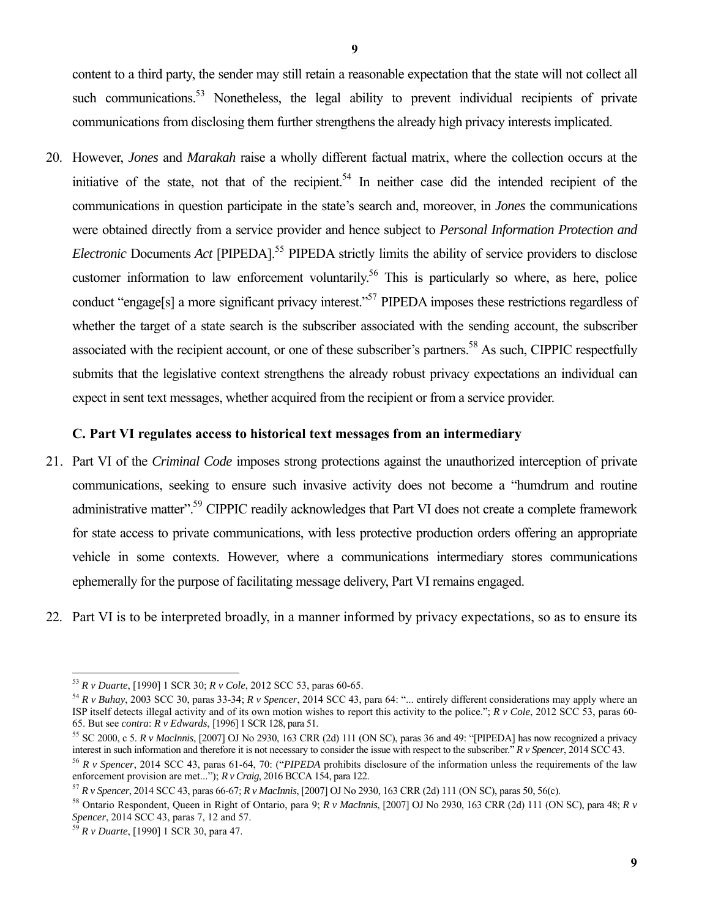content to a third party, the sender may still retain a reasonable expectation that the state will not collect all such communications.[53] Nonetheless, the legal ability to prevent individual recipients of private communications from disclosing them further strengthens the already high privacy interests implicated.

20. However, *Jones* and *Marakah* raise a wholly different factual matrix, where the collection occurs at the initiative of the state, not that of the recipient.[54] In neither case did the intended recipient of the communications in question participate in the state's search and, moreover, in *Jones* the communications were obtained directly from a service provider and hence subject to *Personal Information Protection and Electronic* Documents *Act* [PIPEDA].[55] PIPEDA strictly limits the ability of service providers to disclose customer information to law enforcement voluntarily.[56] This is particularly so where, as here, police conduct "engage[s] a more significant privacy interest."[57] PIPEDA imposes these restrictions regardless of whether the target of a state search is the subscriber associated with the sending account, the subscriber associated with the recipient account, or one of these subscriber's partners.[58] As such, CIPPIC respectfully submits that the legislative context strengthens the already robust privacy expectations an individual can expect in sent text messages, whether acquired from the recipient or from a service provider.

**C. Part VI regulates access to historical text messages from an intermediary**

21. Part VI of the *Criminal Code* imposes strong protections against the unauthorized interception of private communications, seeking to ensure such invasive activity does not become a "humdrum and routine administrative matter".[59] CIPPIC readily acknowledges that Part VI does not create a complete framework for state access to private communications, with less protective production orders offering an appropriate vehicle in some contexts. However, where a communications intermediary stores communications ephemerally for the purpose of facilitating message delivery, Part VI remains engaged.

22. Part VI is to be interpreted broadly, in a manner informed by privacy expectations, so as to ensure its

---

[53] *R v Duarte*, [1990] 1 SCR 30; *R v Cole*, 2012 SCC 53, paras 60-65.

[54] *R v Buhay*, 2003 SCC 30, paras 33-34; *R v Spencer*, 2014 SCC 43, para 64: "... entirely different considerations may apply where an ISP itself detects illegal activity and of its own motion wishes to report this activity to the police."; *R v Cole*, 2012 SCC 53, paras 60-65. But see *contra*: *R v Edwards*, [1996] 1 SCR 128, para 51.

[55] SC 2000, c 5. *R v MacInnis*, [2007] OJ No 2930, 163 CRR (2d) 111 (ON SC), paras 36 and 49: "[PIPEDA] has now recognized a privacy interest in such information and therefore it is not necessary to consider the issue with respect to the subscriber." *R v Spencer*, 2014 SCC 43.

[56] *R v Spencer*, 2014 SCC 43, paras 61-64, 70: ("*PIPEDA* prohibits disclosure of the information unless the requirements of the law enforcement provision are met..."); *R v Craig*, 2016 BCCA 154, para 122.

[57] *R v Spencer*, 2014 SCC 43, paras 66-67; *R v MacInnis*, [2007] OJ No 2930, 163 CRR (2d) 111 (ON SC), paras 50, 56(c).

[58] Ontario Respondent, Queen in Right of Ontario, para 9; *R v MacInnis*, [2007] OJ No 2930, 163 CRR (2d) 111 (ON SC), para 48; *R v Spencer*, 2014 SCC 43, paras 7, 12 and 57.

[59] *R v Duarte*, [1990] 1 SCR 30, para 47.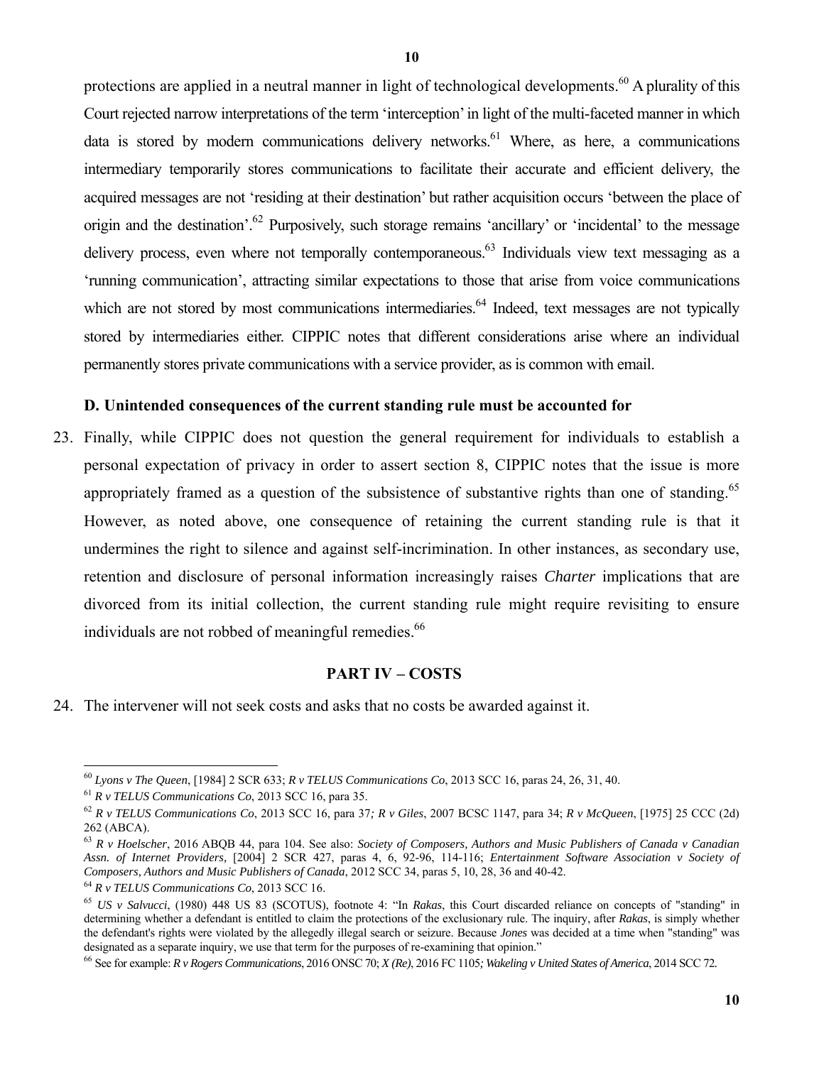protections are applied in a neutral manner in light of technological developments.[60] A plurality of this Court rejected narrow interpretations of the term 'interception' in light of the multi-faceted manner in which data is stored by modern communications delivery networks.[61] Where, as here, a communications intermediary temporarily stores communications to facilitate their accurate and efficient delivery, the acquired messages are not 'residing at their destination' but rather acquisition occurs 'between the place of origin and the destination'.[62] Purposively, such storage remains 'ancillary' or 'incidental' to the message delivery process, even where not temporally contemporaneous.[63] Individuals view text messaging as a 'running communication', attracting similar expectations to those that arise from voice communications which are not stored by most communications intermediaries.[64] Indeed, text messages are not typically stored by intermediaries either. CIPPIC notes that different considerations arise where an individual permanently stores private communications with a service provider, as is common with email.

### D. Unintended consequences of the current standing rule must be accounted for

23. Finally, while CIPPIC does not question the general requirement for individuals to establish a personal expectation of privacy in order to assert section 8, CIPPIC notes that the issue is more appropriately framed as a question of the subsistence of substantive rights than one of standing.[65] However, as noted above, one consequence of retaining the current standing rule is that it undermines the right to silence and against self-incrimination. In other instances, as secondary use, retention and disclosure of personal information increasingly raises *Charter* implications that are divorced from its initial collection, the current standing rule might require revisiting to ensure individuals are not robbed of meaningful remedies.[66]

## PART IV – COSTS

24. The intervener will not seek costs and asks that no costs be awarded against it.

---

[60] *Lyons v The Queen*, [1984] 2 SCR 633; *R v TELUS Communications Co*, 2013 SCC 16, paras 24, 26, 31, 40.

[61] *R v TELUS Communications Co*, 2013 SCC 16, para 35.

[62] *R v TELUS Communications Co*, 2013 SCC 16, para 37*; R v Giles*, 2007 BCSC 1147, para 34; *R v McQueen*, [1975] 25 CCC (2d) 262 (ABCA).

[63] *R v Hoelscher*, 2016 ABQB 44, para 104. See also: *Society of Composers, Authors and Music Publishers of Canada v Canadian Assn. of Internet Providers,* [2004] 2 SCR 427, paras 4, 6, 92-96, 114-116; *Entertainment Software Association v Society of Composers, Authors and Music Publishers of Canada*, 2012 SCC 34, paras 5, 10, 28, 36 and 40-42.

[64] *R v TELUS Communications Co*, 2013 SCC 16.

[65] *US v Salvucci*, (1980) 448 US 83 (SCOTUS), footnote 4: "In *Rakas*, this Court discarded reliance on concepts of "standing" in determining whether a defendant is entitled to claim the protections of the exclusionary rule. The inquiry, after *Rakas*, is simply whether the defendant's rights were violated by the allegedly illegal search or seizure. Because *Jones* was decided at a time when "standing" was designated as a separate inquiry, we use that term for the purposes of re-examining that opinion."

[66] See for example: *R v Rogers Communications*, 2016 ONSC 70; *X (Re)*, 2016 FC 1105*; Wakeling v United States of America*, 2014 SCC 72.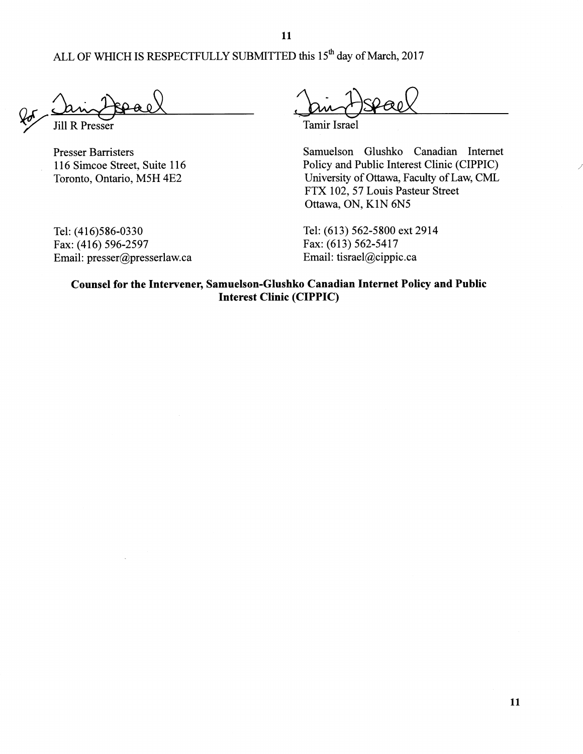ALL OF WHICH IS RESPECTFULLY SUBMITTED this 15th day of March, 2017

for Tamir Israel

Jill R Presser

Presser Barristers
116 Simcoe Street, Suite 116
Toronto, Ontario, M5H 4E2

Tel: (416)586-0330
Fax: (416) 596-2597
Email: presser@presserlaw.ca

Tamir Israel

Tamir Israel

Samuelson Glushko Canadian Internet Policy and Public Interest Clinic (CIPPIC)
University of Ottawa, Faculty of Law, CML
FTX 102, 57 Louis Pasteur Street
Ottawa, ON, K1N 6N5

Tel: (613) 562-5800 ext 2914
Fax: (613) 562-5417
Email: tisrael@cippic.ca

**Counsel for the Intervener, Samuelson-Glushko Canadian Internet Policy and Public Interest Clinic (CIPPIC)**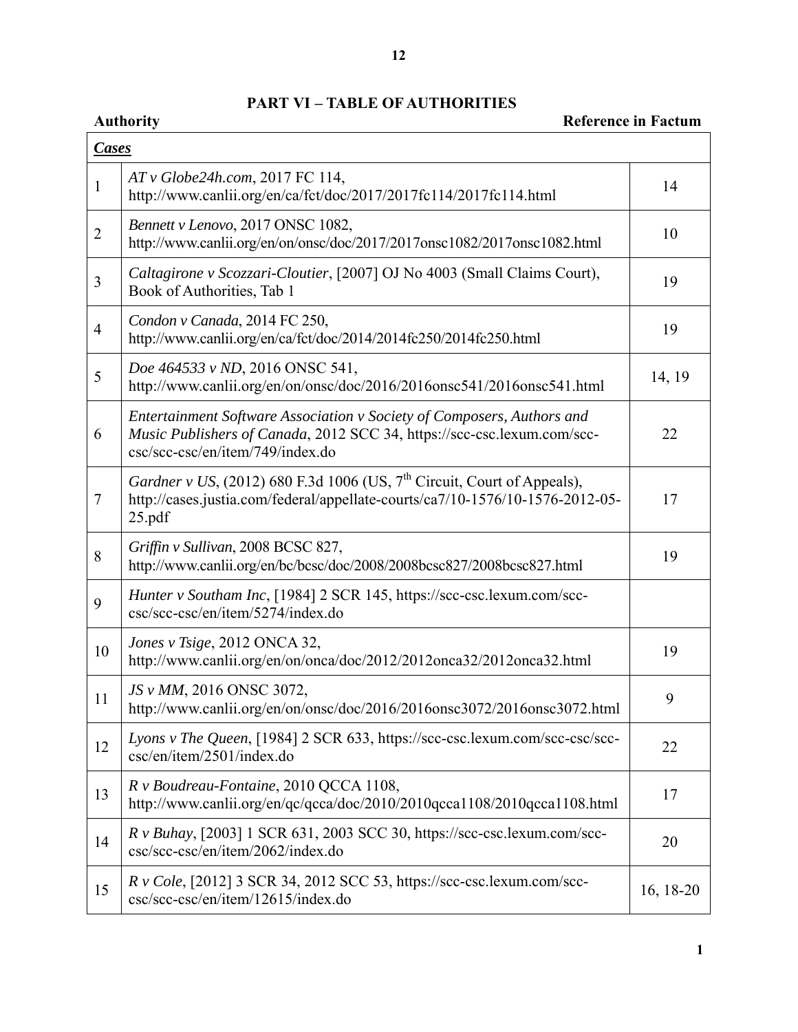## PART VI – TABLE OF AUTHORITIES

| | Authority | Reference in Factum |
|---|---|---|
| ***Cases*** | | |
| 1 | *AT v Globe24h.com*, 2017 FC 114, http://www.canlii.org/en/ca/fct/doc/2017/2017fc114/2017fc114.html | 14 |
| 2 | *Bennett v Lenovo*, 2017 ONSC 1082, http://www.canlii.org/en/on/onsc/doc/2017/2017onsc1082/2017onsc1082.html | 10 |
| 3 | *Caltagirone v Scozzari-Cloutier*, [2007] OJ No 4003 (Small Claims Court), Book of Authorities, Tab 1 | 19 |
| 4 | *Condon v Canada*, 2014 FC 250, http://www.canlii.org/en/ca/fct/doc/2014/2014fc250/2014fc250.html | 19 |
| 5 | *Doe 464533 v ND*, 2016 ONSC 541, http://www.canlii.org/en/on/onsc/doc/2016/2016onsc541/2016onsc541.html | 14, 19 |
| 6 | *Entertainment Software Association v Society of Composers, Authors and Music Publishers of Canada*, 2012 SCC 34, https://scc-csc.lexum.com/scc-csc/scc-csc/en/item/749/index.do | 22 |
| 7 | *Gardner v US*, (2012) 680 F.3d 1006 (US, 7th Circuit, Court of Appeals), http://cases.justia.com/federal/appellate-courts/ca7/10-1576/10-1576-2012-05-25.pdf | 17 |
| 8 | *Griffin v Sullivan*, 2008 BCSC 827, http://www.canlii.org/en/bc/bcsc/doc/2008/2008bcsc827/2008bcsc827.html | 19 |
| 9 | *Hunter v Southam Inc*, [1984] 2 SCR 145, https://scc-csc.lexum.com/scc-csc/scc-csc/en/item/5274/index.do | |
| 10 | *Jones v Tsige*, 2012 ONCA 32, http://www.canlii.org/en/on/onca/doc/2012/2012onca32/2012onca32.html | 19 |
| 11 | *JS v MM*, 2016 ONSC 3072, http://www.canlii.org/en/on/onsc/doc/2016/2016onsc3072/2016onsc3072.html | 9 |
| 12 | *Lyons v The Queen*, [1984] 2 SCR 633, https://scc-csc.lexum.com/scc-csc/scc-csc/en/item/2501/index.do | 22 |
| 13 | *R v Boudreau-Fontaine*, 2010 QCCA 1108, http://www.canlii.org/en/qc/qcca/doc/2010/2010qcca1108/2010qcca1108.html | 17 |
| 14 | *R v Buhay*, [2003] 1 SCR 631, 2003 SCC 30, https://scc-csc.lexum.com/scc-csc/scc-csc/en/item/2062/index.do | 20 |
| 15 | *R v Cole*, [2012] 3 SCR 34, 2012 SCC 53, https://scc-csc.lexum.com/scc-csc/scc-csc/en/item/12615/index.do | 16, 18-20 |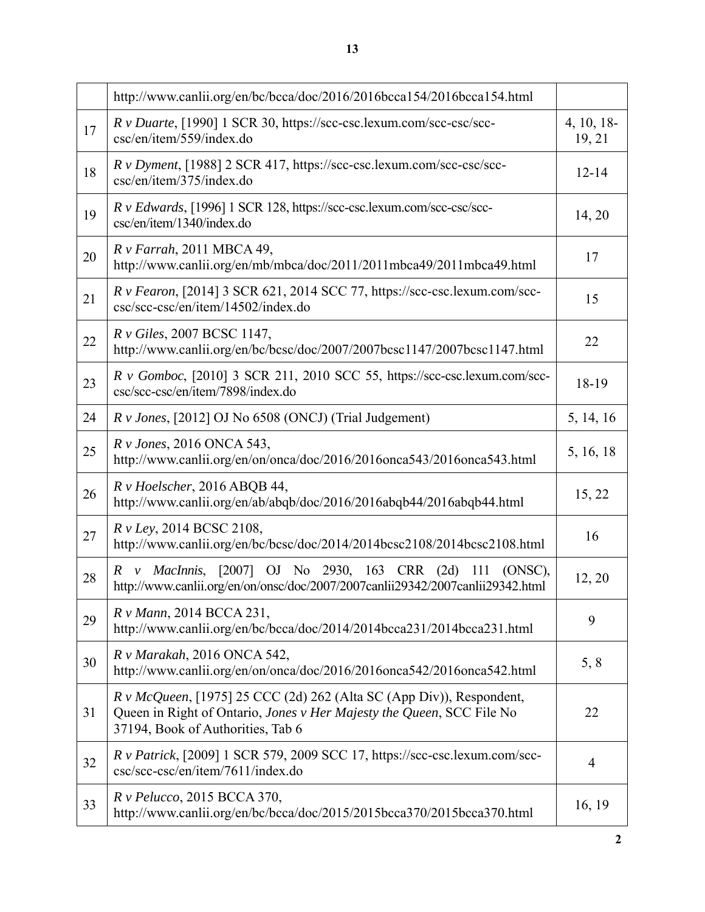| | | |
|---|---|---|
| | http://www.canlii.org/en/bc/bcca/doc/2016/2016bcca154/2016bcca154.html | |
| 17 | *R v Duarte*, [1990] 1 SCR 30, https://scc-csc.lexum.com/scc-csc/scc-csc/en/item/559/index.do | 4, 10, 18-19, 21 |
| 18 | *R v Dyment*, [1988] 2 SCR 417, https://scc-csc.lexum.com/scc-csc/scc-csc/en/item/375/index.do | 12-14 |
| 19 | *R v Edwards*, [1996] 1 SCR 128, https://scc-csc.lexum.com/scc-csc/scc-csc/en/item/1340/index.do | 14, 20 |
| 20 | *R v Farrah*, 2011 MBCA 49, http://www.canlii.org/en/mb/mbca/doc/2011/2011mbca49/2011mbca49.html | 17 |
| 21 | *R v Fearon*, [2014] 3 SCR 621, 2014 SCC 77, https://scc-csc.lexum.com/scc-csc/scc-csc/en/item/14502/index.do | 15 |
| 22 | *R v Giles*, 2007 BCSC 1147, http://www.canlii.org/en/bc/bcsc/doc/2007/2007bcsc1147/2007bcsc1147.html | 22 |
| 23 | *R v Gomboc*, [2010] 3 SCR 211, 2010 SCC 55, https://scc-csc.lexum.com/scc-csc/scc-csc/en/item/7898/index.do | 18-19 |
| 24 | *R v Jones*, [2012] OJ No 6508 (ONCJ) (Trial Judgement) | 5, 14, 16 |
| 25 | *R v Jones*, 2016 ONCA 543, http://www.canlii.org/en/on/onca/doc/2016/2016onca543/2016onca543.html | 5, 16, 18 |
| 26 | *R v Hoelscher*, 2016 ABQB 44, http://www.canlii.org/en/ab/abqb/doc/2016/2016abqb44/2016abqb44.html | 15, 22 |
| 27 | *R v Ley*, 2014 BCSC 2108, http://www.canlii.org/en/bc/bcsc/doc/2014/2014bcsc2108/2014bcsc2108.html | 16 |
| 28 | *R v MacInnis*, [2007] OJ No 2930, 163 CRR (2d) 111 (ONSC), http://www.canlii.org/en/on/onsc/doc/2007/2007canlii29342/2007canlii29342.html | 12, 20 |
| 29 | *R v Mann*, 2014 BCCA 231, http://www.canlii.org/en/bc/bcca/doc/2014/2014bcca231/2014bcca231.html | 9 |
| 30 | *R v Marakah*, 2016 ONCA 542, http://www.canlii.org/en/on/onca/doc/2016/2016onca542/2016onca542.html | 5, 8 |
| 31 | *R v McQueen*, [1975] 25 CCC (2d) 262 (Alta SC (App Div)), Respondent, Queen in Right of Ontario, *Jones v Her Majesty the Queen*, SCC File No 37194, Book of Authorities, Tab 6 | 22 |
| 32 | *R v Patrick*, [2009] 1 SCR 579, 2009 SCC 17, https://scc-csc.lexum.com/scc-csc/scc-csc/en/item/7611/index.do | 4 |
| 33 | *R v Pelucco*, 2015 BCCA 370, http://www.canlii.org/en/bc/bcca/doc/2015/2015bcca370/2015bcca370.html | 16, 19 |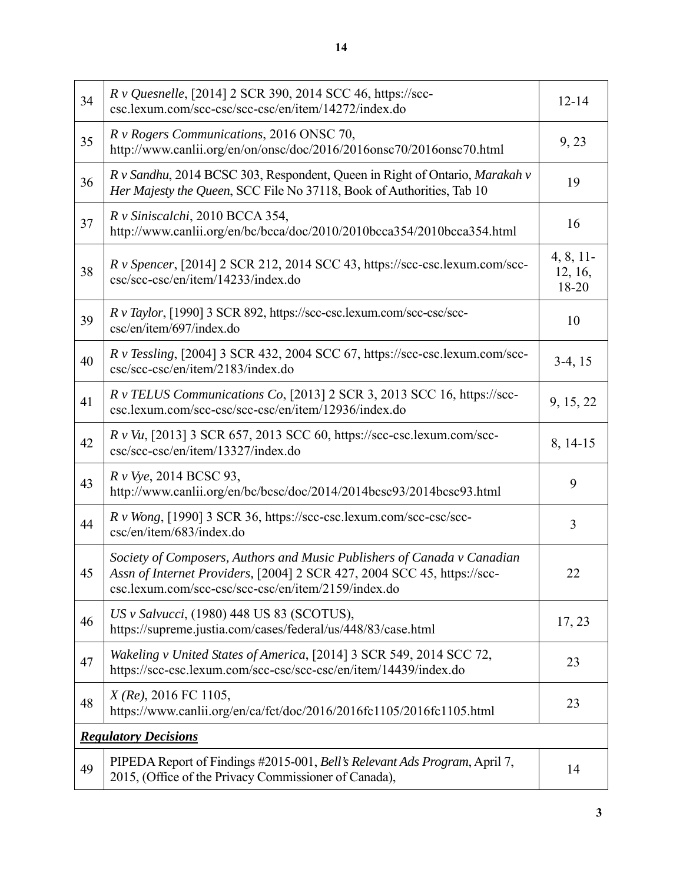| | | |
|---|---|---|
| 34 | *R v Quesnelle*, [2014] 2 SCR 390, 2014 SCC 46, https://scc-csc.lexum.com/scc-csc/scc-csc/en/item/14272/index.do | 12-14 |
| 35 | *R v Rogers Communications*, 2016 ONSC 70, http://www.canlii.org/en/on/onsc/doc/2016/2016onsc70/2016onsc70.html | 9, 23 |
| 36 | *R v Sandhu*, 2014 BCSC 303, Respondent, Queen in Right of Ontario, *Marakah v Her Majesty the Queen*, SCC File No 37118, Book of Authorities, Tab 10 | 19 |
| 37 | *R v Siniscalchi*, 2010 BCCA 354, http://www.canlii.org/en/bc/bcca/doc/2010/2010bcca354/2010bcca354.html | 16 |
| 38 | *R v Spencer*, [2014] 2 SCR 212, 2014 SCC 43, https://scc-csc.lexum.com/scc-csc/scc-csc/en/item/14233/index.do | 4, 8, 11-12, 16, 18-20 |
| 39 | *R v Taylor*, [1990] 3 SCR 892, https://scc-csc.lexum.com/scc-csc/scc-csc/en/item/697/index.do | 10 |
| 40 | *R v Tessling*, [2004] 3 SCR 432, 2004 SCC 67, https://scc-csc.lexum.com/scc-csc/scc-csc/en/item/2183/index.do | 3-4, 15 |
| 41 | *R v TELUS Communications Co*, [2013] 2 SCR 3, 2013 SCC 16, https://scc-csc.lexum.com/scc-csc/scc-csc/en/item/12936/index.do | 9, 15, 22 |
| 42 | *R v Vu*, [2013] 3 SCR 657, 2013 SCC 60, https://scc-csc.lexum.com/scc-csc/scc-csc/en/item/13327/index.do | 8, 14-15 |
| 43 | *R v Vye*, 2014 BCSC 93, http://www.canlii.org/en/bc/bcsc/doc/2014/2014bcsc93/2014bcsc93.html | 9 |
| 44 | *R v Wong*, [1990] 3 SCR 36, https://scc-csc.lexum.com/scc-csc/scc-csc/en/item/683/index.do | 3 |
| 45 | *Society of Composers, Authors and Music Publishers of Canada v Canadian Assn of Internet Providers,* [2004] 2 SCR 427, 2004 SCC 45, https://scc-csc.lexum.com/scc-csc/scc-csc/en/item/2159/index.do | 22 |
| 46 | *US v Salvucci*, (1980) 448 US 83 (SCOTUS), https://supreme.justia.com/cases/federal/us/448/83/case.html | 17, 23 |
| 47 | *Wakeling v United States of America*, [2014] 3 SCR 549, 2014 SCC 72, https://scc-csc.lexum.com/scc-csc/scc-csc/en/item/14439/index.do | 23 |
| 48 | *X (Re)*, 2016 FC 1105, https://www.canlii.org/en/ca/fct/doc/2016/2016fc1105/2016fc1105.html | 23 |
| ***Regulatory Decisions*** | | |
| 49 | PIPEDA Report of Findings #2015-001, *Bell's Relevant Ads Program*, April 7, 2015, (Office of the Privacy Commissioner of Canada), | 14 |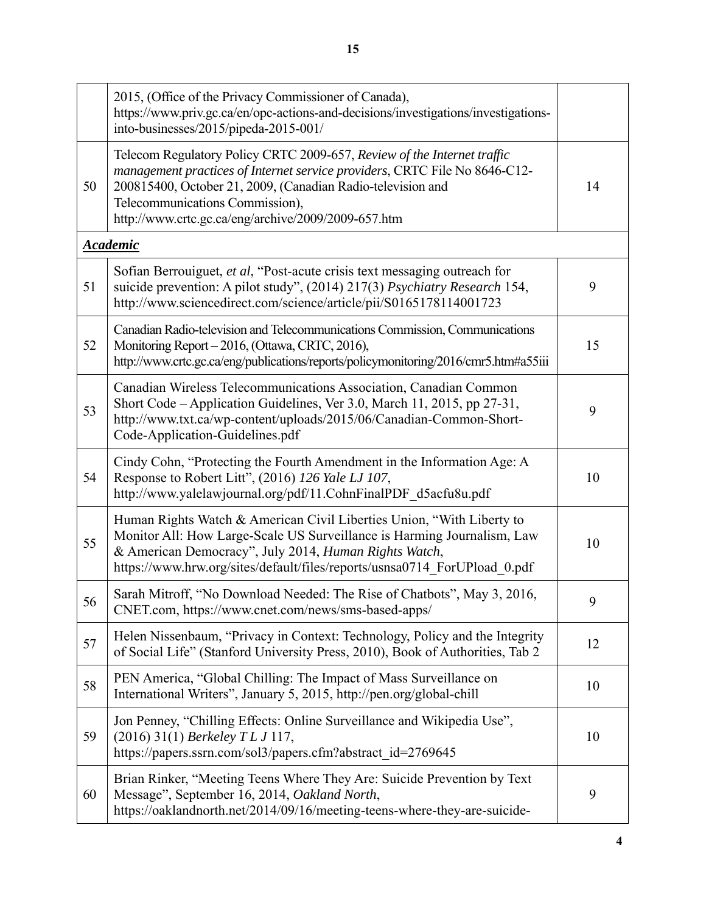| | | |
|---|---|---|
| | 2015, (Office of the Privacy Commissioner of Canada), https://www.priv.gc.ca/en/opc-actions-and-decisions/investigations/investigations-into-businesses/2015/pipeda-2015-001/ | |
| 50 | Telecom Regulatory Policy CRTC 2009-657, *Review of the Internet traffic management practices of Internet service providers*, CRTC File No 8646-C12-200815400, October 21, 2009, (Canadian Radio-television and Telecommunications Commission), http://www.crtc.gc.ca/eng/archive/2009/2009-657.htm | 14 |
| ***Academic*** | | |
| 51 | Sofian Berrouiguet, *et al*, "Post-acute crisis text messaging outreach for suicide prevention: A pilot study", (2014) 217(3) *Psychiatry Research* 154, http://www.sciencedirect.com/science/article/pii/S0165178114001723 | 9 |
| 52 | Canadian Radio-television and Telecommunications Commission, Communications Monitoring Report – 2016, (Ottawa, CRTC, 2016), http://www.crtc.gc.ca/eng/publications/reports/policymonitoring/2016/cmr5.htm#a55iii | 15 |
| 53 | Canadian Wireless Telecommunications Association, Canadian Common Short Code – Application Guidelines, Ver 3.0, March 11, 2015, pp 27-31, http://www.txt.ca/wp-content/uploads/2015/06/Canadian-Common-Short-Code-Application-Guidelines.pdf | 9 |
| 54 | Cindy Cohn, "Protecting the Fourth Amendment in the Information Age: A Response to Robert Litt", (2016) *126 Yale LJ 107*, http://www.yalelawjournal.org/pdf/11.CohnFinalPDF_d5acfu8u.pdf | 10 |
| 55 | Human Rights Watch & American Civil Liberties Union, "With Liberty to Monitor All: How Large-Scale US Surveillance is Harming Journalism, Law & American Democracy", July 2014, *Human Rights Watch*, https://www.hrw.org/sites/default/files/reports/usnsa0714_ForUPload_0.pdf | 10 |
| 56 | Sarah Mitroff, "No Download Needed: The Rise of Chatbots", May 3, 2016, CNET.com, https://www.cnet.com/news/sms-based-apps/ | 9 |
| 57 | Helen Nissenbaum, "Privacy in Context: Technology, Policy and the Integrity of Social Life" (Stanford University Press, 2010), Book of Authorities, Tab 2 | 12 |
| 58 | PEN America, "Global Chilling: The Impact of Mass Surveillance on International Writers", January 5, 2015, http://pen.org/global-chill | 10 |
| 59 | Jon Penney, "Chilling Effects: Online Surveillance and Wikipedia Use", (2016) 31(1) *Berkeley T L J* 117, https://papers.ssrn.com/sol3/papers.cfm?abstract_id=2769645 | 10 |
| 60 | Brian Rinker, "Meeting Teens Where They Are: Suicide Prevention by Text Message", September 16, 2014, *Oakland North*, https://oaklandnorth.net/2014/09/16/meeting-teens-where-they-are-suicide- | 9 |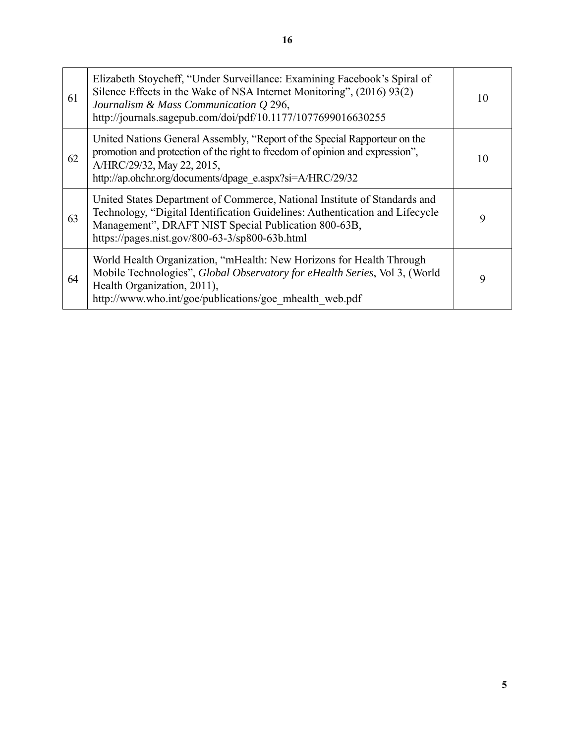| | | |
|---|---|---|
| 61 | Elizabeth Stoycheff, "Under Surveillance: Examining Facebook's Spiral of Silence Effects in the Wake of NSA Internet Monitoring", (2016) 93(2) *Journalism & Mass Communication Q* 296, http://journals.sagepub.com/doi/pdf/10.1177/1077699016630255 | 10 |
| 62 | United Nations General Assembly, "Report of the Special Rapporteur on the promotion and protection of the right to freedom of opinion and expression", A/HRC/29/32, May 22, 2015, http://ap.ohchr.org/documents/dpage_e.aspx?si=A/HRC/29/32 | 10 |
| 63 | United States Department of Commerce, National Institute of Standards and Technology, "Digital Identification Guidelines: Authentication and Lifecycle Management", DRAFT NIST Special Publication 800-63B, https://pages.nist.gov/800-63-3/sp800-63b.html | 9 |
| 64 | World Health Organization, "mHealth: New Horizons for Health Through Mobile Technologies", *Global Observatory for eHealth Series*, Vol 3, (World Health Organization, 2011), http://www.who.int/goe/publications/goe_mhealth_web.pdf | 9 |